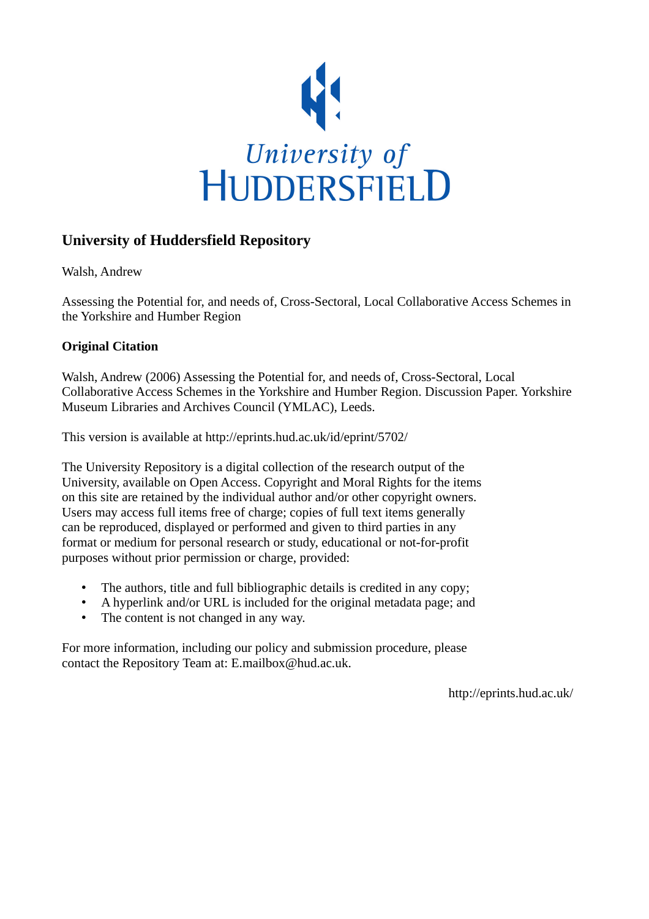University of
HUDDERSFIELD

# University of Huddersfield Repository

Walsh, Andrew

Assessing the Potential for, and needs of, Cross-Sectoral, Local Collaborative Access Schemes in the Yorkshire and Humber Region

### Original Citation

Walsh, Andrew (2006) Assessing the Potential for, and needs of, Cross-Sectoral, Local Collaborative Access Schemes in the Yorkshire and Humber Region. Discussion Paper. Yorkshire Museum Libraries and Archives Council (YMLAC), Leeds.

This version is available at http://eprints.hud.ac.uk/id/eprint/5702/

The University Repository is a digital collection of the research output of the University, available on Open Access. Copyright and Moral Rights for the items on this site are retained by the individual author and/or other copyright owners. Users may access full items free of charge; copies of full text items generally can be reproduced, displayed or performed and given to third parties in any format or medium for personal research or study, educational or not-for-profit purposes without prior permission or charge, provided:

- The authors, title and full bibliographic details is credited in any copy;
- A hyperlink and/or URL is included for the original metadata page; and
- The content is not changed in any way.

For more information, including our policy and submission procedure, please contact the Repository Team at: E.mailbox@hud.ac.uk.

http://eprints.hud.ac.uk/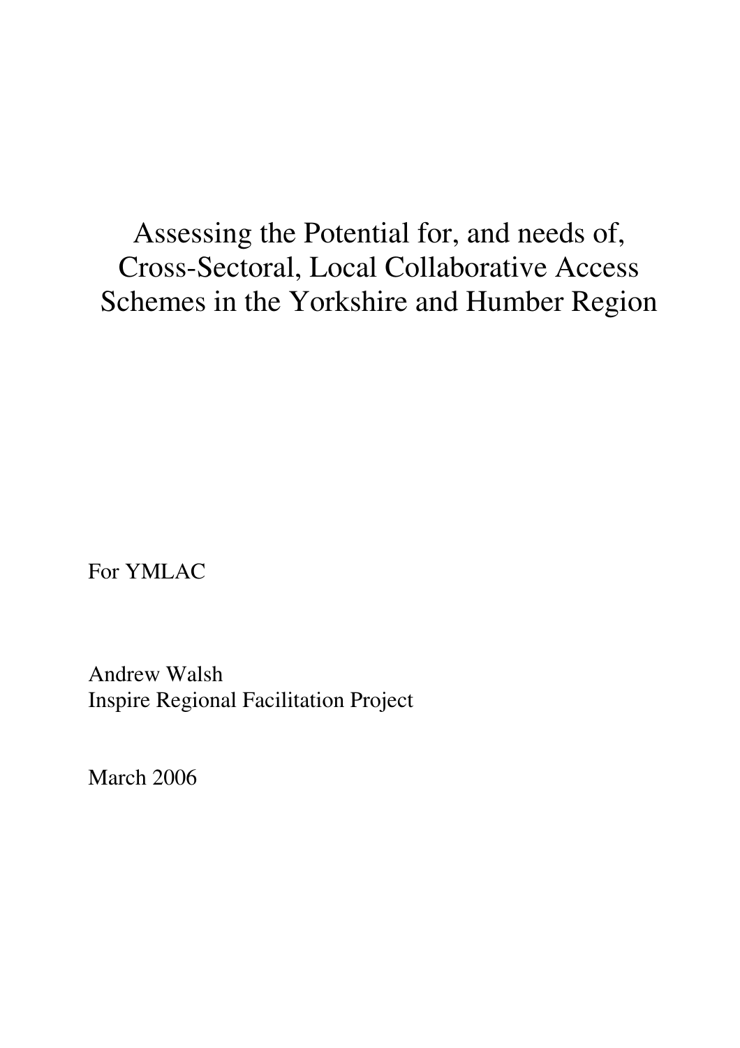# Assessing the Potential for, and needs of, Cross-Sectoral, Local Collaborative Access Schemes in the Yorkshire and Humber Region

For YMLAC

Andrew Walsh
Inspire Regional Facilitation Project

March 2006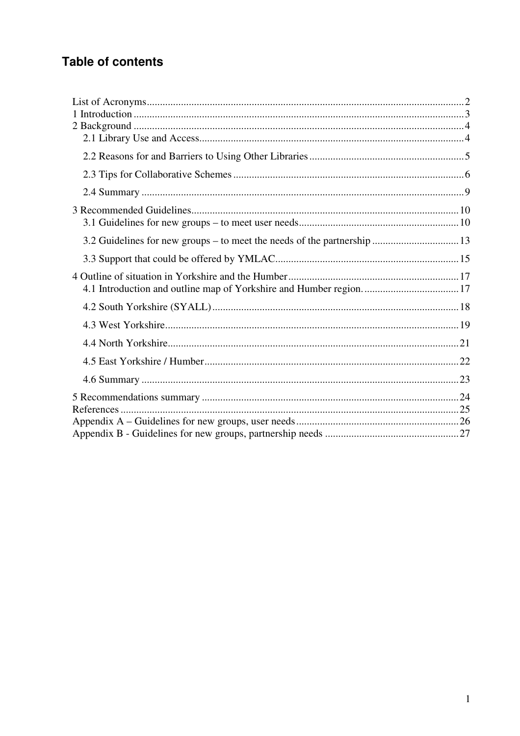# Table of contents

- List of Acronyms ... 2
- 1 Introduction ... 3
- 2 Background ... 4
  - 2.1 Library Use and Access ... 4
  - 2.2 Reasons for and Barriers to Using Other Libraries ... 5
  - 2.3 Tips for Collaborative Schemes ... 6
  - 2.4 Summary ... 9
- 3 Recommended Guidelines ... 10
  - 3.1 Guidelines for new groups – to meet user needs ... 10
  - 3.2 Guidelines for new groups – to meet the needs of the partnership ... 13
  - 3.3 Support that could be offered by YMLAC ... 15
- 4 Outline of situation in Yorkshire and the Humber ... 17
  - 4.1 Introduction and outline map of Yorkshire and Humber region. ... 17
  - 4.2 South Yorkshire (SYALL) ... 18
  - 4.3 West Yorkshire ... 19
  - 4.4 North Yorkshire ... 21
  - 4.5 East Yorkshire / Humber ... 22
  - 4.6 Summary ... 23
- 5 Recommendations summary ... 24
- References ... 25
- Appendix A – Guidelines for new groups, user needs ... 26
- Appendix B - Guidelines for new groups, partnership needs ... 27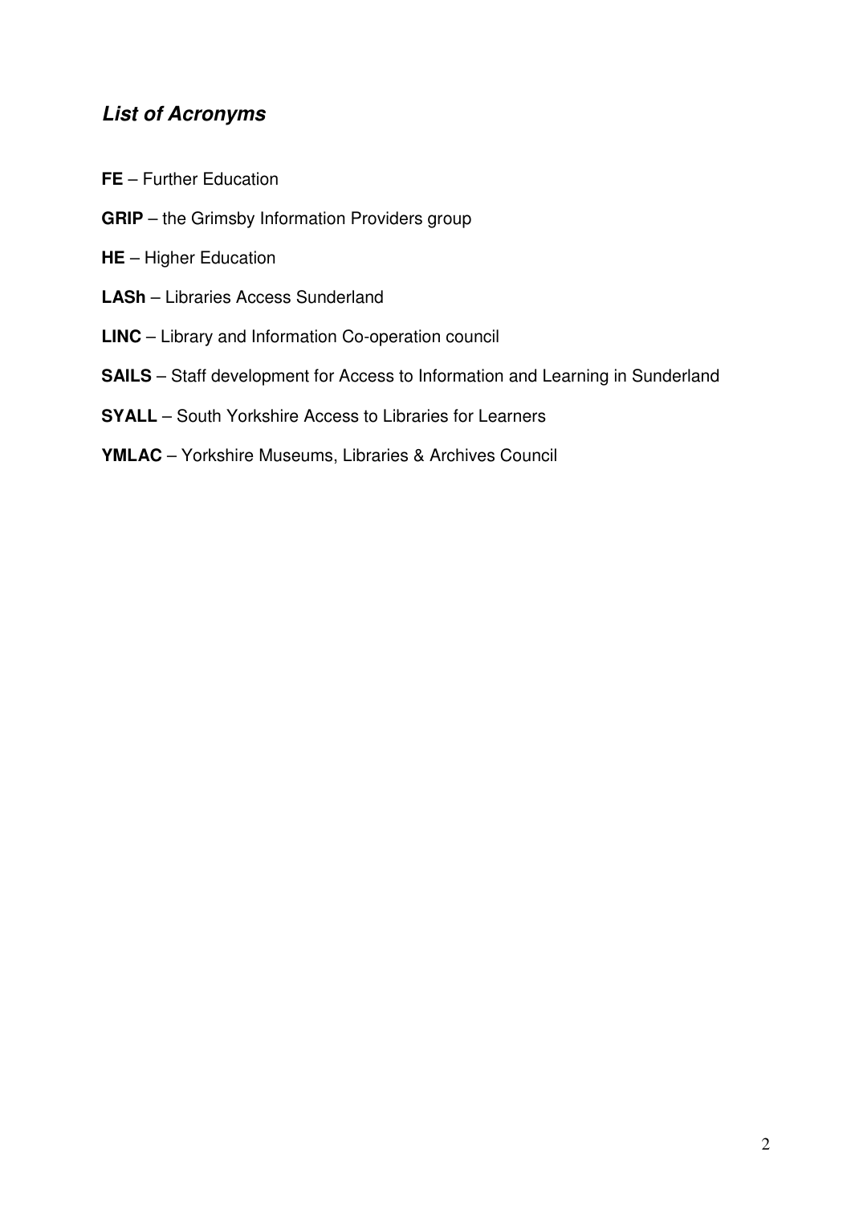## ***List of Acronyms***

**FE** – Further Education

**GRIP** – the Grimsby Information Providers group

**HE** – Higher Education

**LASh** – Libraries Access Sunderland

**LINC** – Library and Information Co-operation council

**SAILS** – Staff development for Access to Information and Learning in Sunderland

**SYALL** – South Yorkshire Access to Libraries for Learners

**YMLAC** – Yorkshire Museums, Libraries & Archives Council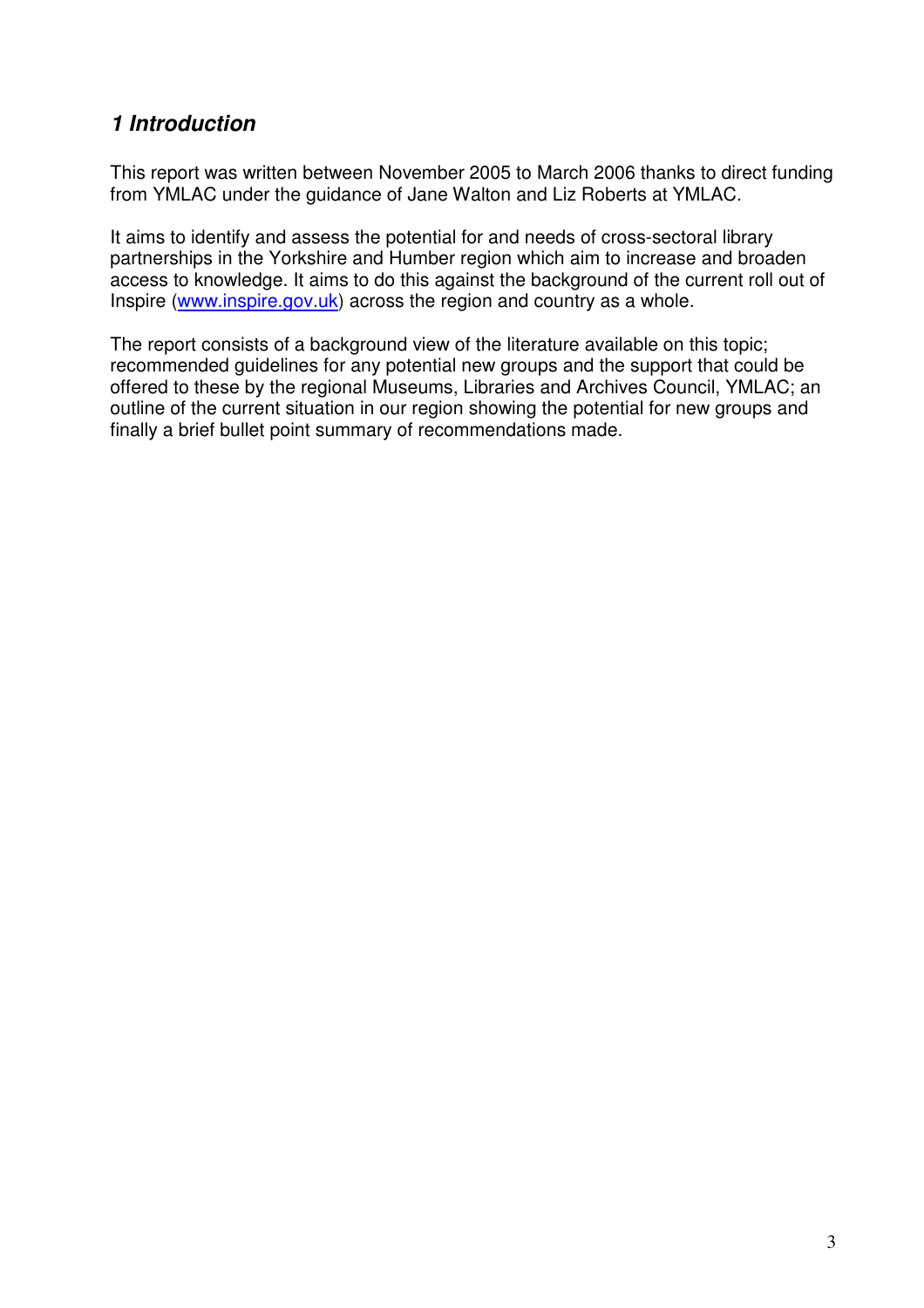## *1 Introduction*

This report was written between November 2005 to March 2006 thanks to direct funding from YMLAC under the guidance of Jane Walton and Liz Roberts at YMLAC.

It aims to identify and assess the potential for and needs of cross-sectoral library partnerships in the Yorkshire and Humber region which aim to increase and broaden access to knowledge. It aims to do this against the background of the current roll out of Inspire ([www.inspire.gov.uk](http://www.inspire.gov.uk)) across the region and country as a whole.

The report consists of a background view of the literature available on this topic; recommended guidelines for any potential new groups and the support that could be offered to these by the regional Museums, Libraries and Archives Council, YMLAC; an outline of the current situation in our region showing the potential for new groups and finally a brief bullet point summary of recommendations made.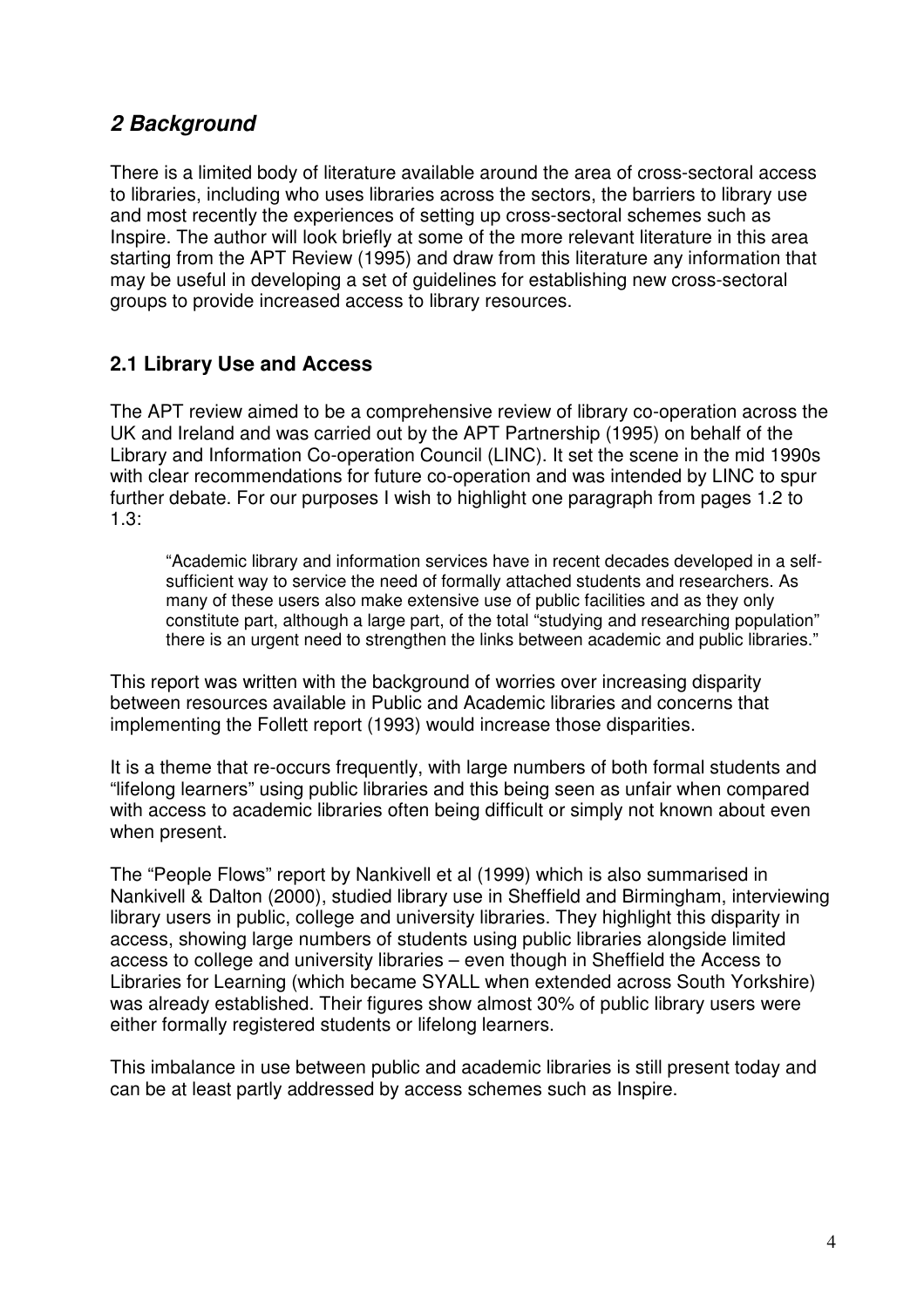## *2 Background*

There is a limited body of literature available around the area of cross-sectoral access to libraries, including who uses libraries across the sectors, the barriers to library use and most recently the experiences of setting up cross-sectoral schemes such as Inspire. The author will look briefly at some of the more relevant literature in this area starting from the APT Review (1995) and draw from this literature any information that may be useful in developing a set of guidelines for establishing new cross-sectoral groups to provide increased access to library resources.

### 2.1 Library Use and Access

The APT review aimed to be a comprehensive review of library co-operation across the UK and Ireland and was carried out by the APT Partnership (1995) on behalf of the Library and Information Co-operation Council (LINC). It set the scene in the mid 1990s with clear recommendations for future co-operation and was intended by LINC to spur further debate. For our purposes I wish to highlight one paragraph from pages 1.2 to 1.3:

> "Academic library and information services have in recent decades developed in a self-sufficient way to service the need of formally attached students and researchers. As many of these users also make extensive use of public facilities and as they only constitute part, although a large part, of the total "studying and researching population" there is an urgent need to strengthen the links between academic and public libraries."

This report was written with the background of worries over increasing disparity between resources available in Public and Academic libraries and concerns that implementing the Follett report (1993) would increase those disparities.

It is a theme that re-occurs frequently, with large numbers of both formal students and "lifelong learners" using public libraries and this being seen as unfair when compared with access to academic libraries often being difficult or simply not known about even when present.

The "People Flows" report by Nankivell et al (1999) which is also summarised in Nankivell & Dalton (2000), studied library use in Sheffield and Birmingham, interviewing library users in public, college and university libraries. They highlight this disparity in access, showing large numbers of students using public libraries alongside limited access to college and university libraries – even though in Sheffield the Access to Libraries for Learning (which became SYALL when extended across South Yorkshire) was already established. Their figures show almost 30% of public library users were either formally registered students or lifelong learners.

This imbalance in use between public and academic libraries is still present today and can be at least partly addressed by access schemes such as Inspire.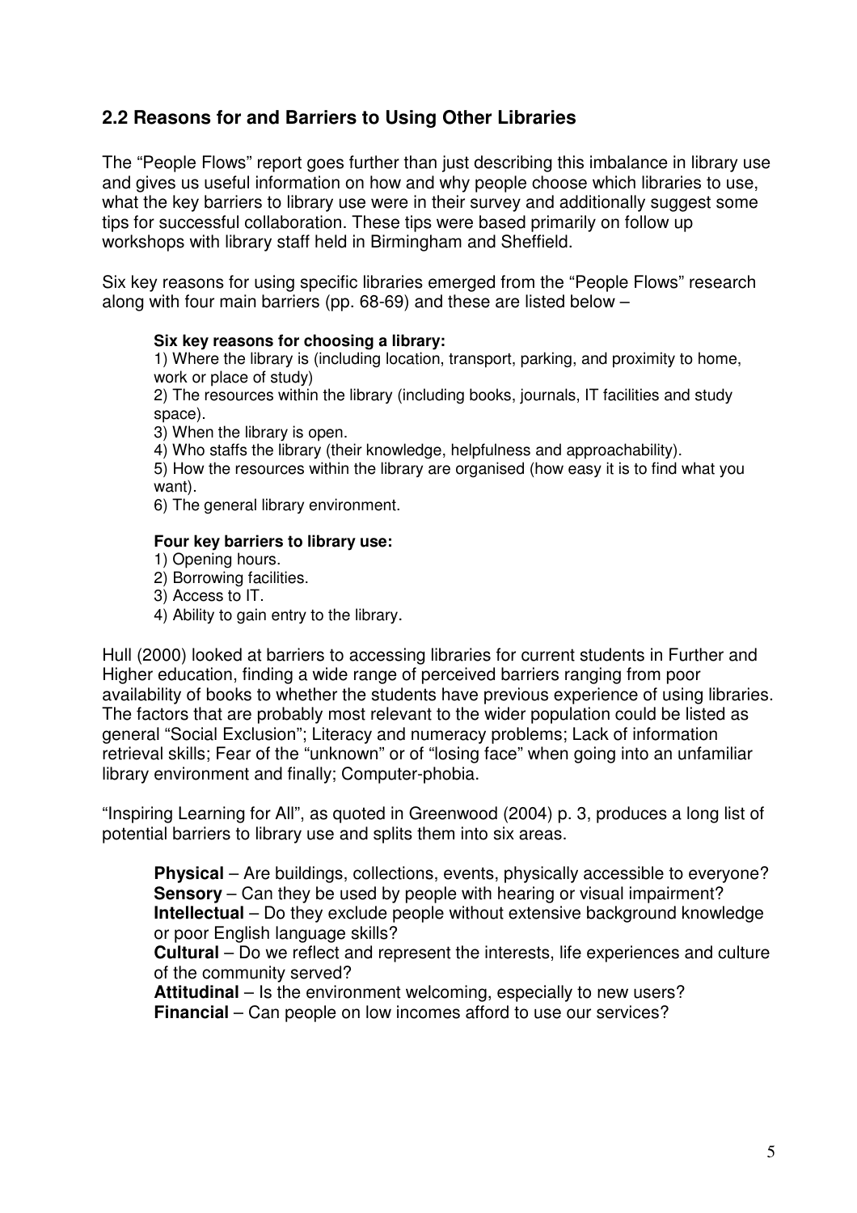## 2.2 Reasons for and Barriers to Using Other Libraries

The "People Flows" report goes further than just describing this imbalance in library use and gives us useful information on how and why people choose which libraries to use, what the key barriers to library use were in their survey and additionally suggest some tips for successful collaboration. These tips were based primarily on follow up workshops with library staff held in Birmingham and Sheffield.

Six key reasons for using specific libraries emerged from the "People Flows" research along with four main barriers (pp. 68-69) and these are listed below –

**Six key reasons for choosing a library:**

1) Where the library is (including location, transport, parking, and proximity to home, work or place of study)
2) The resources within the library (including books, journals, IT facilities and study space).
3) When the library is open.
4) Who staffs the library (their knowledge, helpfulness and approachability).
5) How the resources within the library are organised (how easy it is to find what you want).
6) The general library environment.

**Four key barriers to library use:**

1) Opening hours.
2) Borrowing facilities.
3) Access to IT.
4) Ability to gain entry to the library.

Hull (2000) looked at barriers to accessing libraries for current students in Further and Higher education, finding a wide range of perceived barriers ranging from poor availability of books to whether the students have previous experience of using libraries. The factors that are probably most relevant to the wider population could be listed as general "Social Exclusion"; Literacy and numeracy problems; Lack of information retrieval skills; Fear of the "unknown" or of "losing face" when going into an unfamiliar library environment and finally; Computer-phobia.

"Inspiring Learning for All", as quoted in Greenwood (2004) p. 3, produces a long list of potential barriers to library use and splits them into six areas.

**Physical** – Are buildings, collections, events, physically accessible to everyone?
**Sensory** – Can they be used by people with hearing or visual impairment?
**Intellectual** – Do they exclude people without extensive background knowledge or poor English language skills?
**Cultural** – Do we reflect and represent the interests, life experiences and culture of the community served?
**Attitudinal** – Is the environment welcoming, especially to new users?
**Financial** – Can people on low incomes afford to use our services?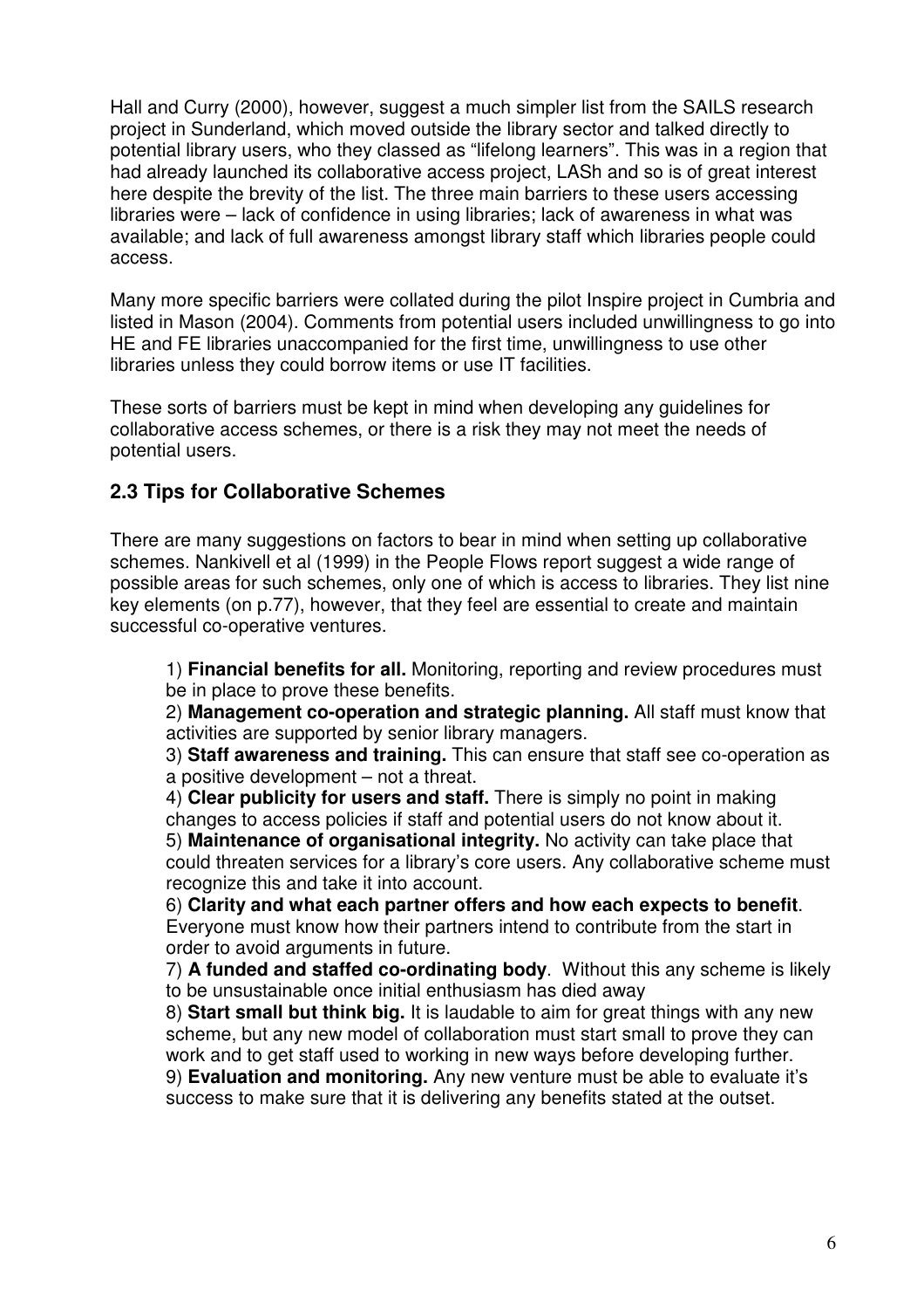Hall and Curry (2000), however, suggest a much simpler list from the SAILS research project in Sunderland, which moved outside the library sector and talked directly to potential library users, who they classed as "lifelong learners". This was in a region that had already launched its collaborative access project, LASh and so is of great interest here despite the brevity of the list. The three main barriers to these users accessing libraries were – lack of confidence in using libraries; lack of awareness in what was available; and lack of full awareness amongst library staff which libraries people could access.

Many more specific barriers were collated during the pilot Inspire project in Cumbria and listed in Mason (2004). Comments from potential users included unwillingness to go into HE and FE libraries unaccompanied for the first time, unwillingness to use other libraries unless they could borrow items or use IT facilities.

These sorts of barriers must be kept in mind when developing any guidelines for collaborative access schemes, or there is a risk they may not meet the needs of potential users.

## 2.3 Tips for Collaborative Schemes

There are many suggestions on factors to bear in mind when setting up collaborative schemes. Nankivell et al (1999) in the People Flows report suggest a wide range of possible areas for such schemes, only one of which is access to libraries. They list nine key elements (on p.77), however, that they feel are essential to create and maintain successful co-operative ventures.

1) **Financial benefits for all.** Monitoring, reporting and review procedures must be in place to prove these benefits.
2) **Management co-operation and strategic planning.** All staff must know that activities are supported by senior library managers.
3) **Staff awareness and training.** This can ensure that staff see co-operation as a positive development – not a threat.
4) **Clear publicity for users and staff.** There is simply no point in making changes to access policies if staff and potential users do not know about it.
5) **Maintenance of organisational integrity.** No activity can take place that could threaten services for a library's core users. Any collaborative scheme must recognize this and take it into account.
6) **Clarity and what each partner offers and how each expects to benefit**. Everyone must know how their partners intend to contribute from the start in order to avoid arguments in future.
7) **A funded and staffed co-ordinating body**. Without this any scheme is likely to be unsustainable once initial enthusiasm has died away
8) **Start small but think big.** It is laudable to aim for great things with any new scheme, but any new model of collaboration must start small to prove they can work and to get staff used to working in new ways before developing further.
9) **Evaluation and monitoring.** Any new venture must be able to evaluate it's success to make sure that it is delivering any benefits stated at the outset.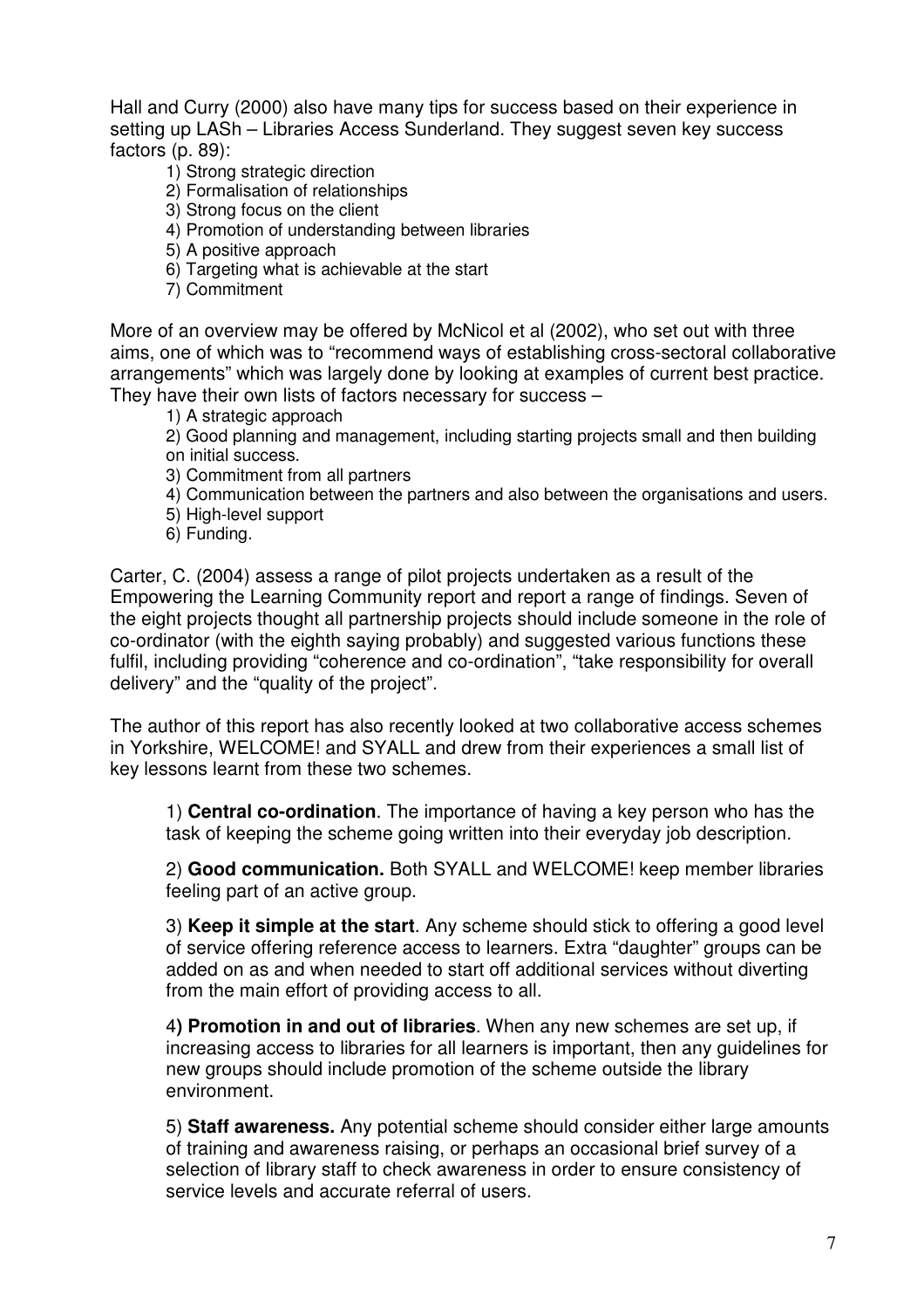Hall and Curry (2000) also have many tips for success based on their experience in setting up LASh – Libraries Access Sunderland. They suggest seven key success factors (p. 89):

1) Strong strategic direction
2) Formalisation of relationships
3) Strong focus on the client
4) Promotion of understanding between libraries
5) A positive approach
6) Targeting what is achievable at the start
7) Commitment

More of an overview may be offered by McNicol et al (2002), who set out with three aims, one of which was to "recommend ways of establishing cross-sectoral collaborative arrangements" which was largely done by looking at examples of current best practice. They have their own lists of factors necessary for success –

1) A strategic approach
2) Good planning and management, including starting projects small and then building on initial success.
3) Commitment from all partners
4) Communication between the partners and also between the organisations and users.
5) High-level support
6) Funding.

Carter, C. (2004) assess a range of pilot projects undertaken as a result of the Empowering the Learning Community report and report a range of findings. Seven of the eight projects thought all partnership projects should include someone in the role of co-ordinator (with the eighth saying probably) and suggested various functions these fulfil, including providing "coherence and co-ordination", "take responsibility for overall delivery" and the "quality of the project".

The author of this report has also recently looked at two collaborative access schemes in Yorkshire, WELCOME! and SYALL and drew from their experiences a small list of key lessons learnt from these two schemes.

1) **Central co-ordination**. The importance of having a key person who has the task of keeping the scheme going written into their everyday job description.

2) **Good communication.** Both SYALL and WELCOME! keep member libraries feeling part of an active group.

3) **Keep it simple at the start**. Any scheme should stick to offering a good level of service offering reference access to learners. Extra "daughter" groups can be added on as and when needed to start off additional services without diverting from the main effort of providing access to all.

4**) Promotion in and out of libraries**. When any new schemes are set up, if increasing access to libraries for all learners is important, then any guidelines for new groups should include promotion of the scheme outside the library environment.

5) **Staff awareness.** Any potential scheme should consider either large amounts of training and awareness raising, or perhaps an occasional brief survey of a selection of library staff to check awareness in order to ensure consistency of service levels and accurate referral of users.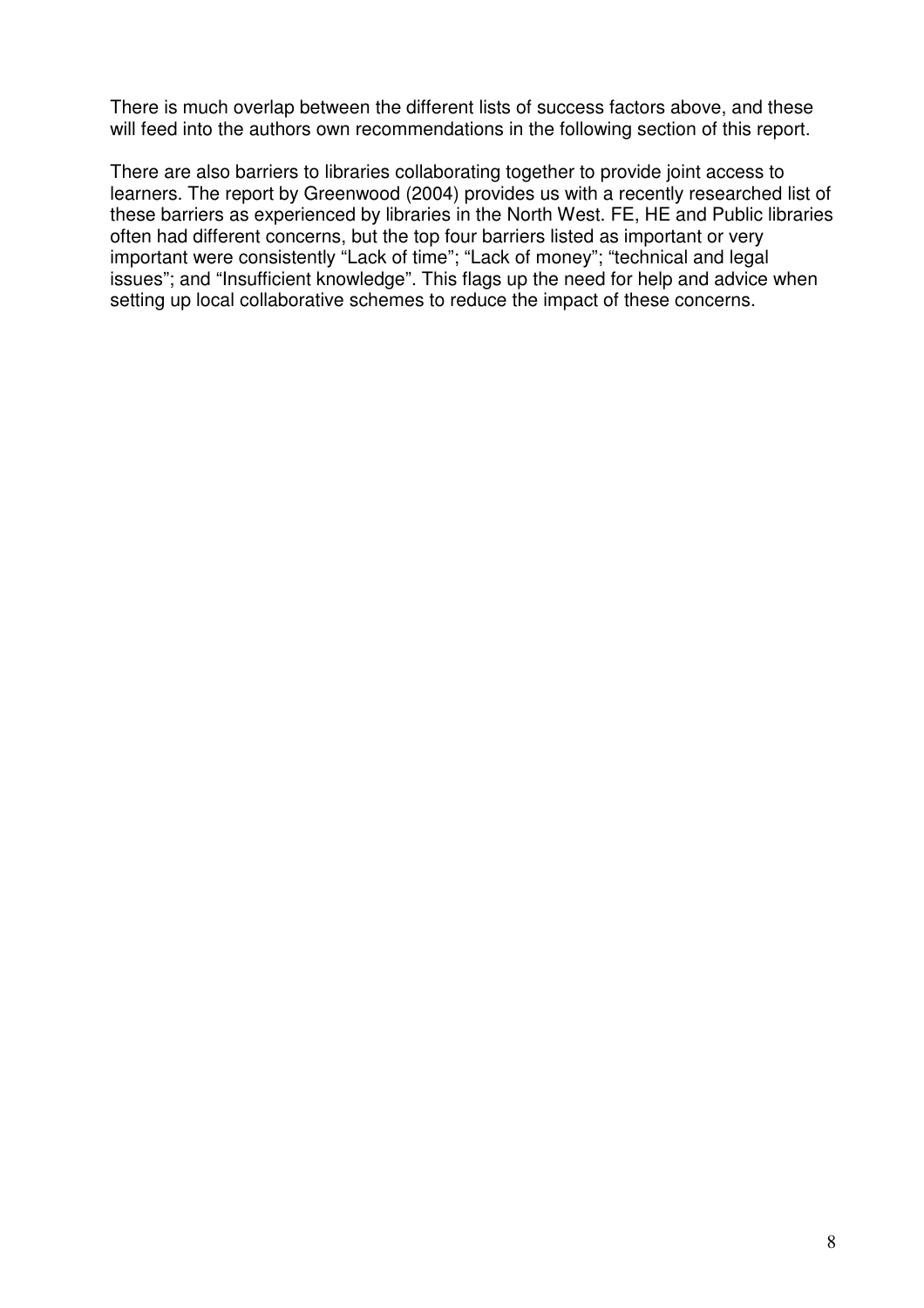There is much overlap between the different lists of success factors above, and these will feed into the authors own recommendations in the following section of this report.

There are also barriers to libraries collaborating together to provide joint access to learners. The report by Greenwood (2004) provides us with a recently researched list of these barriers as experienced by libraries in the North West. FE, HE and Public libraries often had different concerns, but the top four barriers listed as important or very important were consistently "Lack of time"; "Lack of money"; "technical and legal issues"; and "Insufficient knowledge". This flags up the need for help and advice when setting up local collaborative schemes to reduce the impact of these concerns.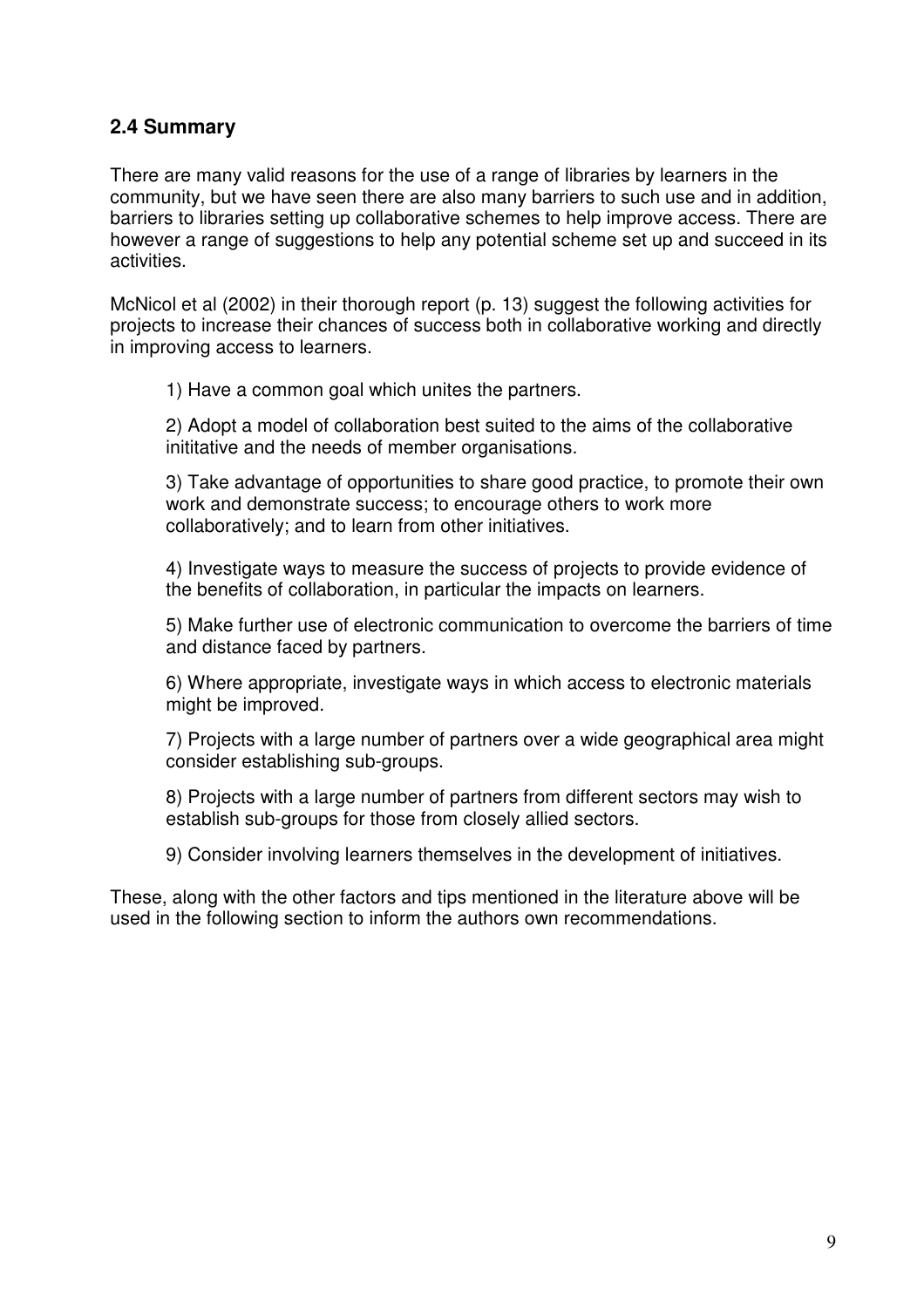## 2.4 Summary

There are many valid reasons for the use of a range of libraries by learners in the community, but we have seen there are also many barriers to such use and in addition, barriers to libraries setting up collaborative schemes to help improve access. There are however a range of suggestions to help any potential scheme set up and succeed in its activities.

McNicol et al (2002) in their thorough report (p. 13) suggest the following activities for projects to increase their chances of success both in collaborative working and directly in improving access to learners.

1) Have a common goal which unites the partners.

2) Adopt a model of collaboration best suited to the aims of the collaborative inititative and the needs of member organisations.

3) Take advantage of opportunities to share good practice, to promote their own work and demonstrate success; to encourage others to work more collaboratively; and to learn from other initiatives.

4) Investigate ways to measure the success of projects to provide evidence of the benefits of collaboration, in particular the impacts on learners.

5) Make further use of electronic communication to overcome the barriers of time and distance faced by partners.

6) Where appropriate, investigate ways in which access to electronic materials might be improved.

7) Projects with a large number of partners over a wide geographical area might consider establishing sub-groups.

8) Projects with a large number of partners from different sectors may wish to establish sub-groups for those from closely allied sectors.

9) Consider involving learners themselves in the development of initiatives.

These, along with the other factors and tips mentioned in the literature above will be used in the following section to inform the authors own recommendations.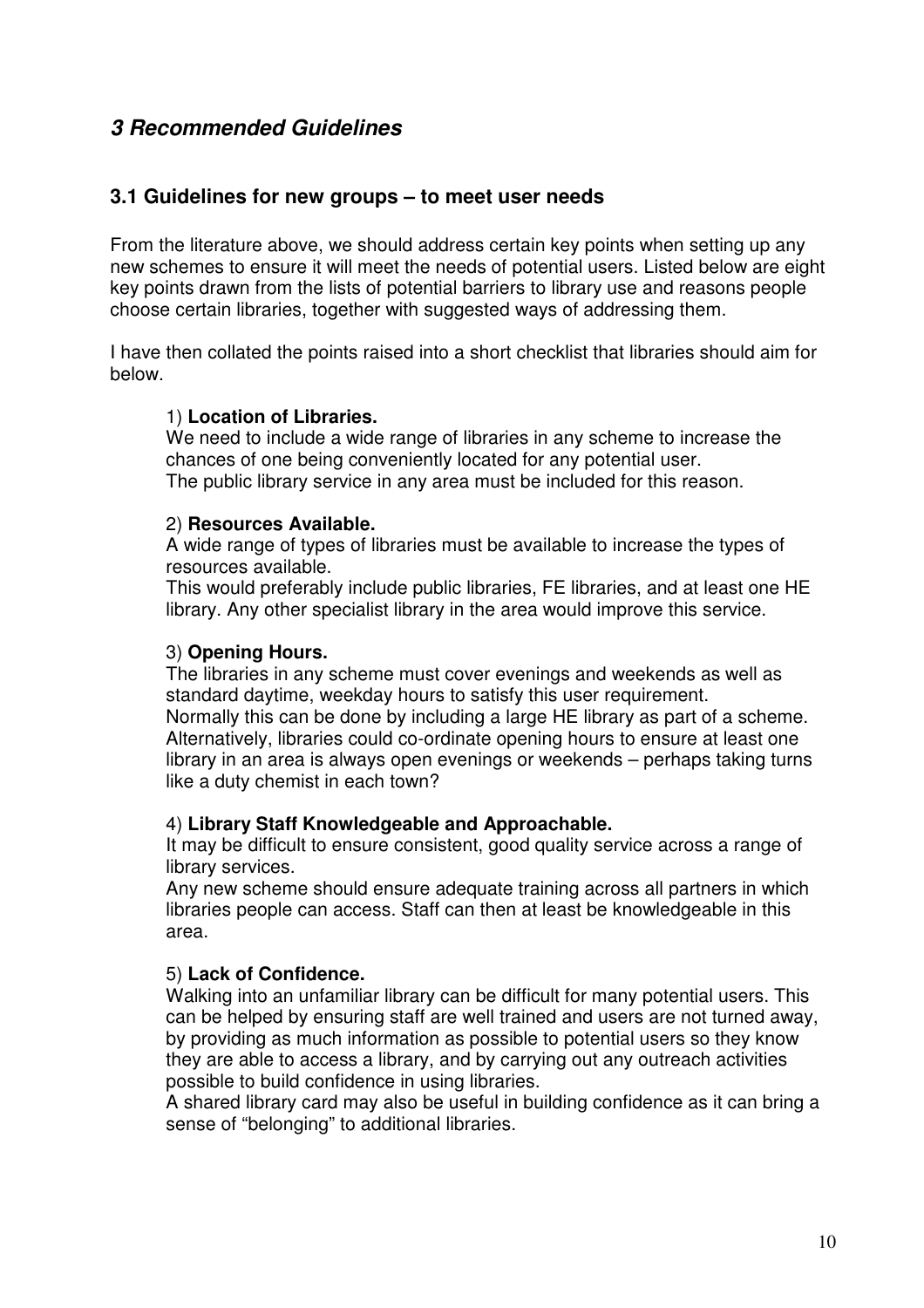## *3 Recommended Guidelines*

### 3.1 Guidelines for new groups – to meet user needs

From the literature above, we should address certain key points when setting up any new schemes to ensure it will meet the needs of potential users. Listed below are eight key points drawn from the lists of potential barriers to library use and reasons people choose certain libraries, together with suggested ways of addressing them.

I have then collated the points raised into a short checklist that libraries should aim for below.

1) **Location of Libraries.**
We need to include a wide range of libraries in any scheme to increase the chances of one being conveniently located for any potential user.
The public library service in any area must be included for this reason.

2) **Resources Available.**
A wide range of types of libraries must be available to increase the types of resources available.
This would preferably include public libraries, FE libraries, and at least one HE library. Any other specialist library in the area would improve this service.

3) **Opening Hours.**
The libraries in any scheme must cover evenings and weekends as well as standard daytime, weekday hours to satisfy this user requirement.
Normally this can be done by including a large HE library as part of a scheme. Alternatively, libraries could co-ordinate opening hours to ensure at least one library in an area is always open evenings or weekends – perhaps taking turns like a duty chemist in each town?

4) **Library Staff Knowledgeable and Approachable.**
It may be difficult to ensure consistent, good quality service across a range of library services.
Any new scheme should ensure adequate training across all partners in which libraries people can access. Staff can then at least be knowledgeable in this area.

5) **Lack of Confidence.**
Walking into an unfamiliar library can be difficult for many potential users. This can be helped by ensuring staff are well trained and users are not turned away, by providing as much information as possible to potential users so they know they are able to access a library, and by carrying out any outreach activities possible to build confidence in using libraries.
A shared library card may also be useful in building confidence as it can bring a sense of "belonging" to additional libraries.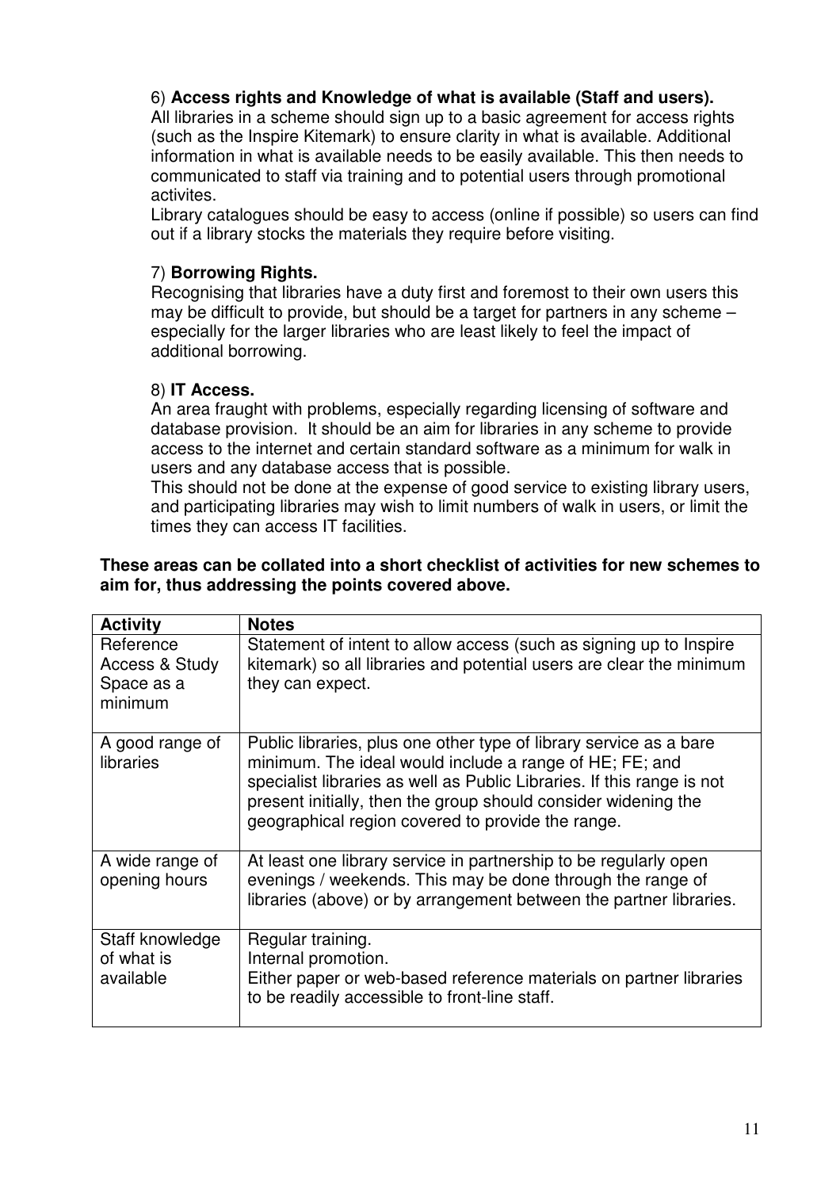6) **Access rights and Knowledge of what is available (Staff and users).**
All libraries in a scheme should sign up to a basic agreement for access rights (such as the Inspire Kitemark) to ensure clarity in what is available. Additional information in what is available needs to be easily available. This then needs to communicated to staff via training and to potential users through promotional activites.
Library catalogues should be easy to access (online if possible) so users can find out if a library stocks the materials they require before visiting.

7) **Borrowing Rights.**
Recognising that libraries have a duty first and foremost to their own users this may be difficult to provide, but should be a target for partners in any scheme – especially for the larger libraries who are least likely to feel the impact of additional borrowing.

8) **IT Access.**
An area fraught with problems, especially regarding licensing of software and database provision. It should be an aim for libraries in any scheme to provide access to the internet and certain standard software as a minimum for walk in users and any database access that is possible.
This should not be done at the expense of good service to existing library users, and participating libraries may wish to limit numbers of walk in users, or limit the times they can access IT facilities.

**These areas can be collated into a short checklist of activities for new schemes to aim for, thus addressing the points covered above.**

| Activity | Notes |
|---|---|
| Reference Access & Study Space as a minimum | Statement of intent to allow access (such as signing up to Inspire kitemark) so all libraries and potential users are clear the minimum they can expect. |
| A good range of libraries | Public libraries, plus one other type of library service as a bare minimum. The ideal would include a range of HE; FE; and specialist libraries as well as Public Libraries. If this range is not present initially, then the group should consider widening the geographical region covered to provide the range. |
| A wide range of opening hours | At least one library service in partnership to be regularly open evenings / weekends. This may be done through the range of libraries (above) or by arrangement between the partner libraries. |
| Staff knowledge of what is available | Regular training.<br>Internal promotion.<br>Either paper or web-based reference materials on partner libraries to be readily accessible to front-line staff. |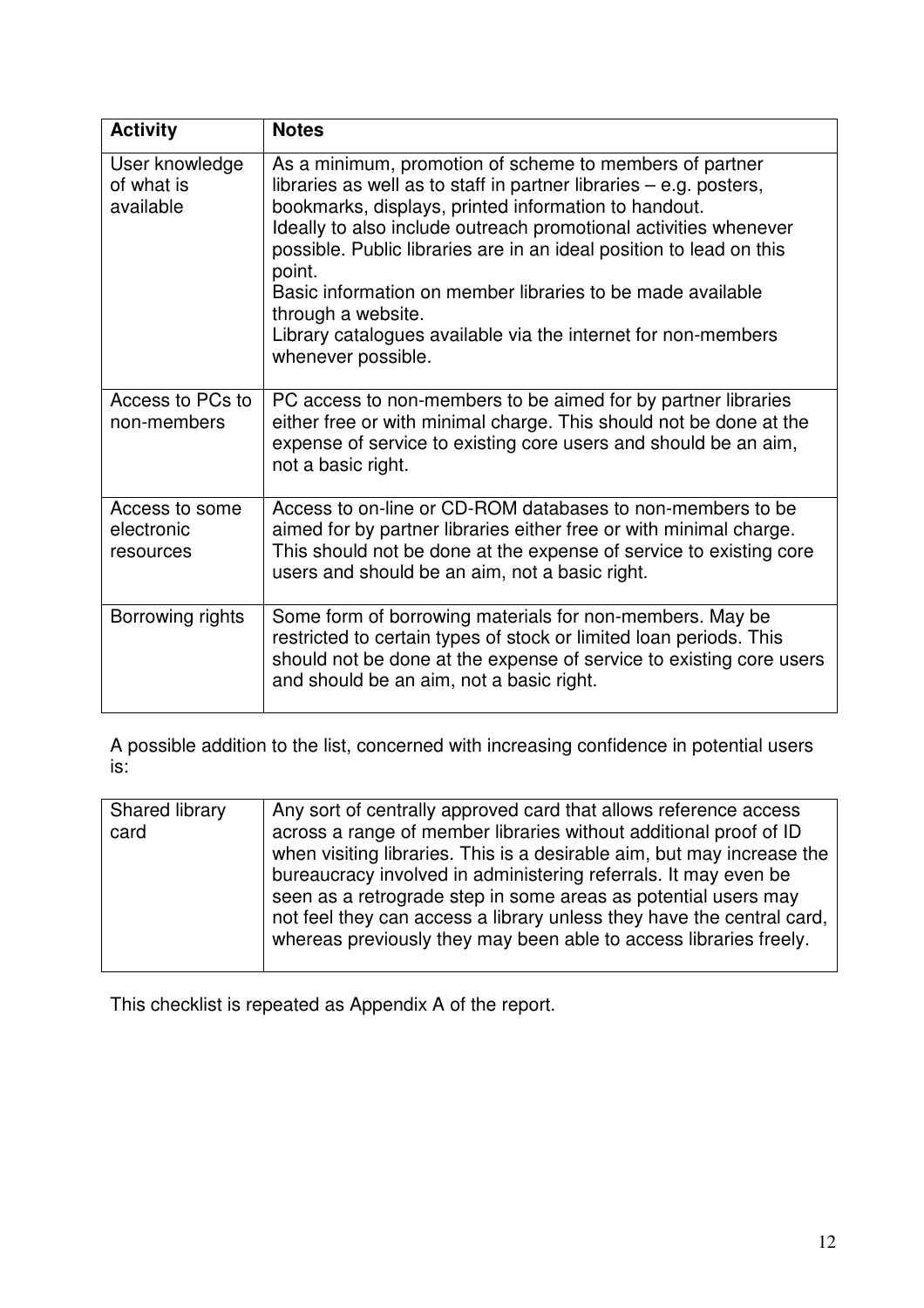| Activity | Notes |
| --- | --- |
| User knowledge of what is available | As a minimum, promotion of scheme to members of partner libraries as well as to staff in partner libraries – e.g. posters, bookmarks, displays, printed information to handout. Ideally to also include outreach promotional activities whenever possible. Public libraries are in an ideal position to lead on this point. Basic information on member libraries to be made available through a website. Library catalogues available via the internet for non-members whenever possible. |
| Access to PCs to non-members | PC access to non-members to be aimed for by partner libraries either free or with minimal charge. This should not be done at the expense of service to existing core users and should be an aim, not a basic right. |
| Access to some electronic resources | Access to on-line or CD-ROM databases to non-members to be aimed for by partner libraries either free or with minimal charge. This should not be done at the expense of service to existing core users and should be an aim, not a basic right. |
| Borrowing rights | Some form of borrowing materials for non-members. May be restricted to certain types of stock or limited loan periods. This should not be done at the expense of service to existing core users and should be an aim, not a basic right. |

A possible addition to the list, concerned with increasing confidence in potential users is:

| | |
| --- | --- |
| Shared library card | Any sort of centrally approved card that allows reference access across a range of member libraries without additional proof of ID when visiting libraries. This is a desirable aim, but may increase the bureaucracy involved in administering referrals. It may even be seen as a retrograde step in some areas as potential users may not feel they can access a library unless they have the central card, whereas previously they may been able to access libraries freely. |

This checklist is repeated as Appendix A of the report.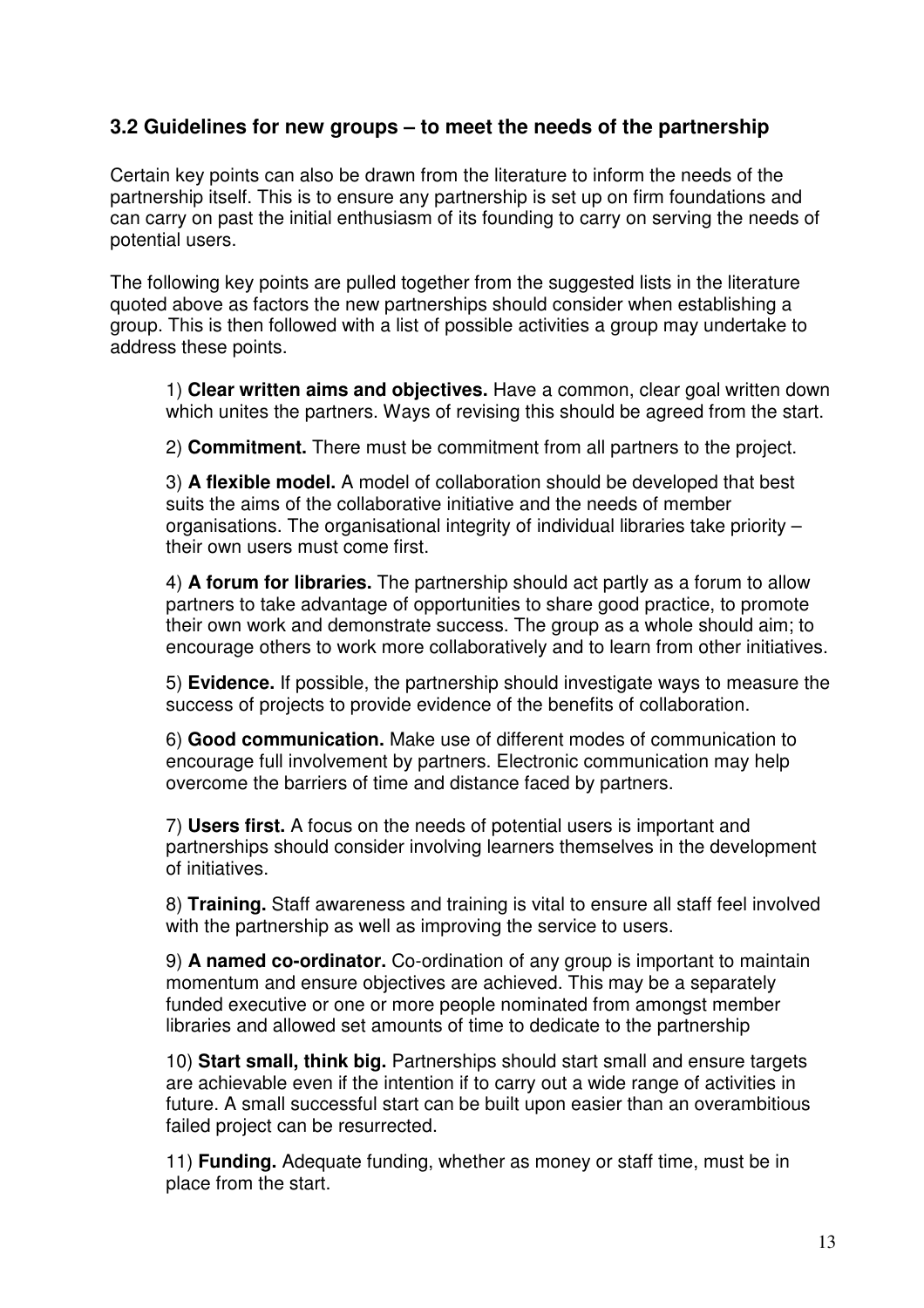### 3.2 Guidelines for new groups – to meet the needs of the partnership

Certain key points can also be drawn from the literature to inform the needs of the partnership itself. This is to ensure any partnership is set up on firm foundations and can carry on past the initial enthusiasm of its founding to carry on serving the needs of potential users.

The following key points are pulled together from the suggested lists in the literature quoted above as factors the new partnerships should consider when establishing a group. This is then followed with a list of possible activities a group may undertake to address these points.

1) **Clear written aims and objectives.** Have a common, clear goal written down which unites the partners. Ways of revising this should be agreed from the start.

2) **Commitment.** There must be commitment from all partners to the project.

3) **A flexible model.** A model of collaboration should be developed that best suits the aims of the collaborative initiative and the needs of member organisations. The organisational integrity of individual libraries take priority – their own users must come first.

4) **A forum for libraries.** The partnership should act partly as a forum to allow partners to take advantage of opportunities to share good practice, to promote their own work and demonstrate success. The group as a whole should aim; to encourage others to work more collaboratively and to learn from other initiatives.

5) **Evidence.** If possible, the partnership should investigate ways to measure the success of projects to provide evidence of the benefits of collaboration.

6) **Good communication.** Make use of different modes of communication to encourage full involvement by partners. Electronic communication may help overcome the barriers of time and distance faced by partners.

7) **Users first.** A focus on the needs of potential users is important and partnerships should consider involving learners themselves in the development of initiatives.

8) **Training.** Staff awareness and training is vital to ensure all staff feel involved with the partnership as well as improving the service to users.

9) **A named co-ordinator.** Co-ordination of any group is important to maintain momentum and ensure objectives are achieved. This may be a separately funded executive or one or more people nominated from amongst member libraries and allowed set amounts of time to dedicate to the partnership

10) **Start small, think big.** Partnerships should start small and ensure targets are achievable even if the intention if to carry out a wide range of activities in future. A small successful start can be built upon easier than an overambitious failed project can be resurrected.

11) **Funding.** Adequate funding, whether as money or staff time, must be in place from the start.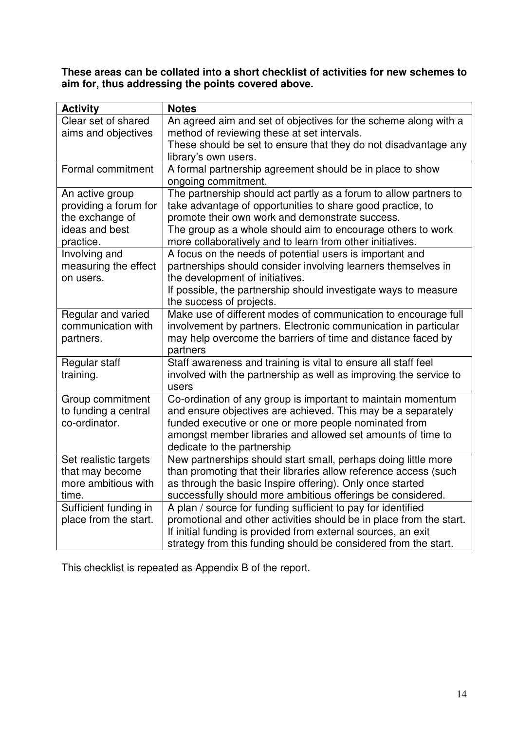**These areas can be collated into a short checklist of activities for new schemes to aim for, thus addressing the points covered above.**

| Activity | Notes |
| --- | --- |
| Clear set of shared aims and objectives | An agreed aim and set of objectives for the scheme along with a method of reviewing these at set intervals.<br>These should be set to ensure that they do not disadvantage any library's own users. |
| Formal commitment | A formal partnership agreement should be in place to show ongoing commitment. |
| An active group providing a forum for the exchange of ideas and best practice. | The partnership should act partly as a forum to allow partners to take advantage of opportunities to share good practice, to promote their own work and demonstrate success.<br>The group as a whole should aim to encourage others to work more collaboratively and to learn from other initiatives. |
| Involving and measuring the effect on users. | A focus on the needs of potential users is important and partnerships should consider involving learners themselves in the development of initiatives.<br>If possible, the partnership should investigate ways to measure the success of projects. |
| Regular and varied communication with partners. | Make use of different modes of communication to encourage full involvement by partners. Electronic communication in particular may help overcome the barriers of time and distance faced by partners |
| Regular staff training. | Staff awareness and training is vital to ensure all staff feel involved with the partnership as well as improving the service to users |
| Group commitment to funding a central co-ordinator. | Co-ordination of any group is important to maintain momentum and ensure objectives are achieved. This may be a separately funded executive or one or more people nominated from amongst member libraries and allowed set amounts of time to dedicate to the partnership |
| Set realistic targets that may become more ambitious with time. | New partnerships should start small, perhaps doing little more than promoting that their libraries allow reference access (such as through the basic Inspire offering). Only once started successfully should more ambitious offerings be considered. |
| Sufficient funding in place from the start. | A plan / source for funding sufficient to pay for identified promotional and other activities should be in place from the start. If initial funding is provided from external sources, an exit strategy from this funding should be considered from the start. |

This checklist is repeated as Appendix B of the report.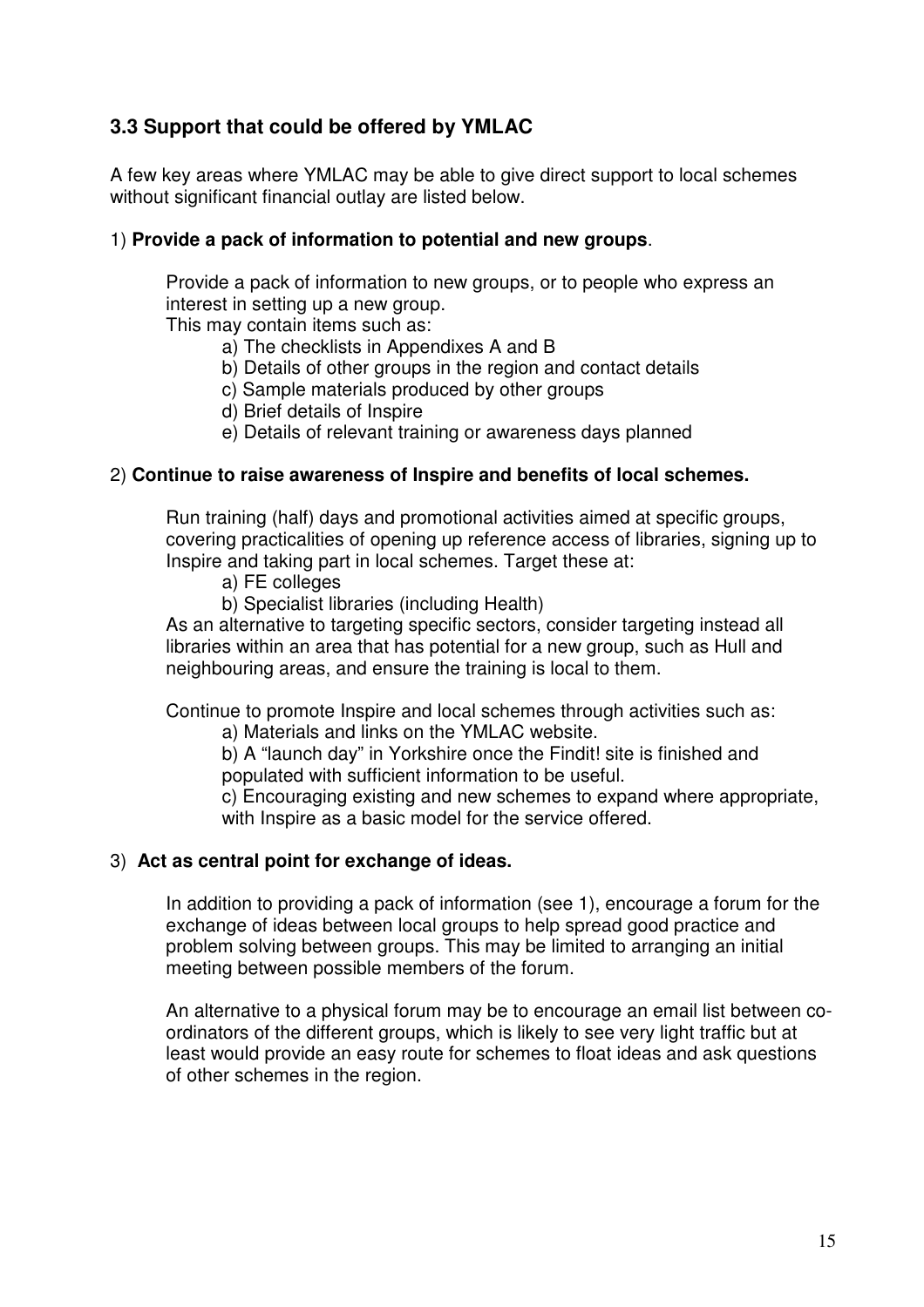### 3.3 Support that could be offered by YMLAC

A few key areas where YMLAC may be able to give direct support to local schemes without significant financial outlay are listed below.

1) **Provide a pack of information to potential and new groups**.

Provide a pack of information to new groups, or to people who express an interest in setting up a new group.
This may contain items such as:

a) The checklists in Appendixes A and B
b) Details of other groups in the region and contact details
c) Sample materials produced by other groups
d) Brief details of Inspire
e) Details of relevant training or awareness days planned

2) **Continue to raise awareness of Inspire and benefits of local schemes.**

Run training (half) days and promotional activities aimed at specific groups, covering practicalities of opening up reference access of libraries, signing up to Inspire and taking part in local schemes. Target these at:

a) FE colleges
b) Specialist libraries (including Health)

As an alternative to targeting specific sectors, consider targeting instead all libraries within an area that has potential for a new group, such as Hull and neighbouring areas, and ensure the training is local to them.

Continue to promote Inspire and local schemes through activities such as:

a) Materials and links on the YMLAC website.
b) A "launch day" in Yorkshire once the Findit! site is finished and populated with sufficient information to be useful.
c) Encouraging existing and new schemes to expand where appropriate, with Inspire as a basic model for the service offered.

3) **Act as central point for exchange of ideas.**

In addition to providing a pack of information (see 1), encourage a forum for the exchange of ideas between local groups to help spread good practice and problem solving between groups. This may be limited to arranging an initial meeting between possible members of the forum.

An alternative to a physical forum may be to encourage an email list between co-ordinators of the different groups, which is likely to see very light traffic but at least would provide an easy route for schemes to float ideas and ask questions of other schemes in the region.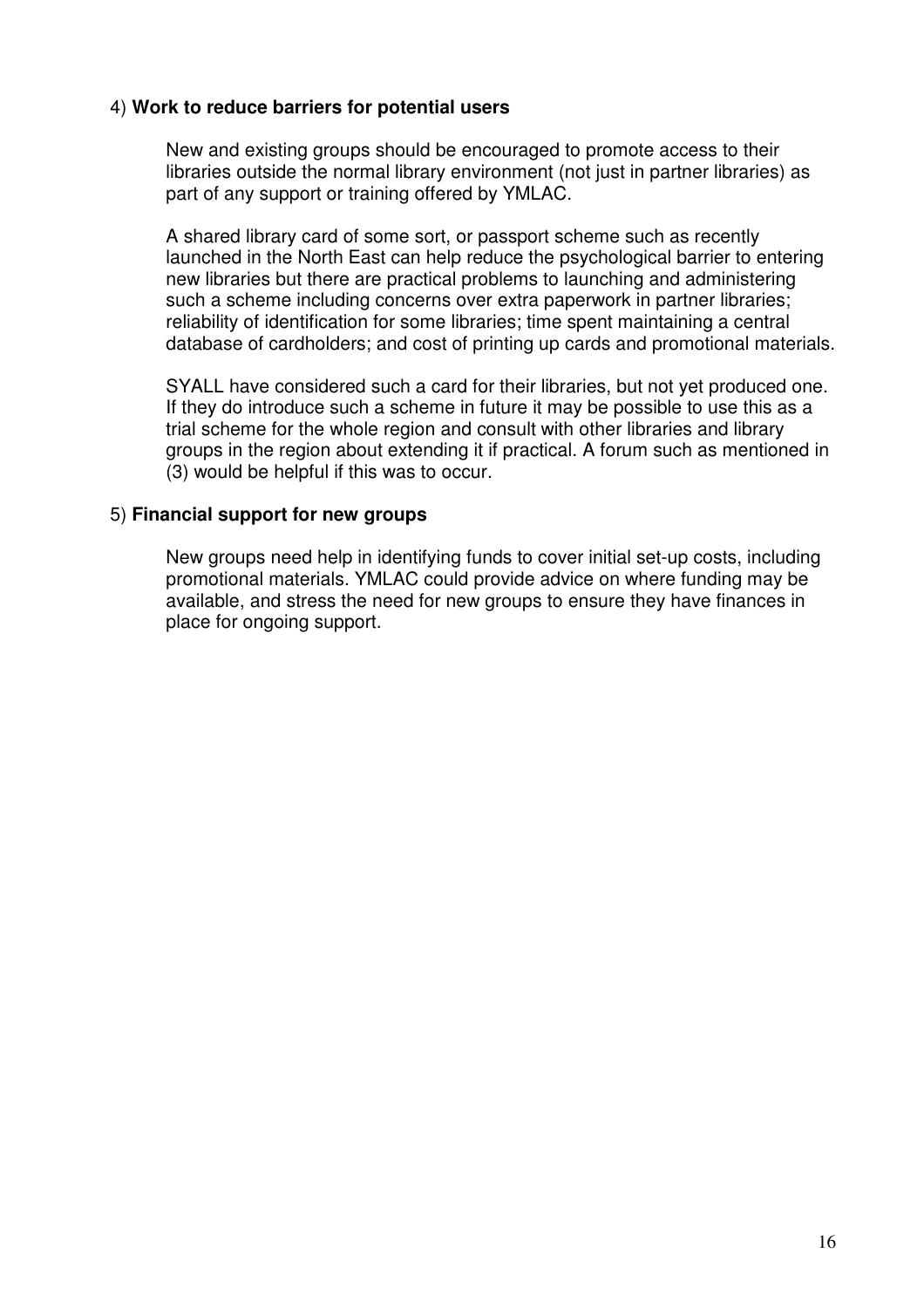4) **Work to reduce barriers for potential users**

New and existing groups should be encouraged to promote access to their libraries outside the normal library environment (not just in partner libraries) as part of any support or training offered by YMLAC.

A shared library card of some sort, or passport scheme such as recently launched in the North East can help reduce the psychological barrier to entering new libraries but there are practical problems to launching and administering such a scheme including concerns over extra paperwork in partner libraries; reliability of identification for some libraries; time spent maintaining a central database of cardholders; and cost of printing up cards and promotional materials.

SYALL have considered such a card for their libraries, but not yet produced one. If they do introduce such a scheme in future it may be possible to use this as a trial scheme for the whole region and consult with other libraries and library groups in the region about extending it if practical. A forum such as mentioned in (3) would be helpful if this was to occur.

5) **Financial support for new groups**

New groups need help in identifying funds to cover initial set-up costs, including promotional materials. YMLAC could provide advice on where funding may be available, and stress the need for new groups to ensure they have finances in place for ongoing support.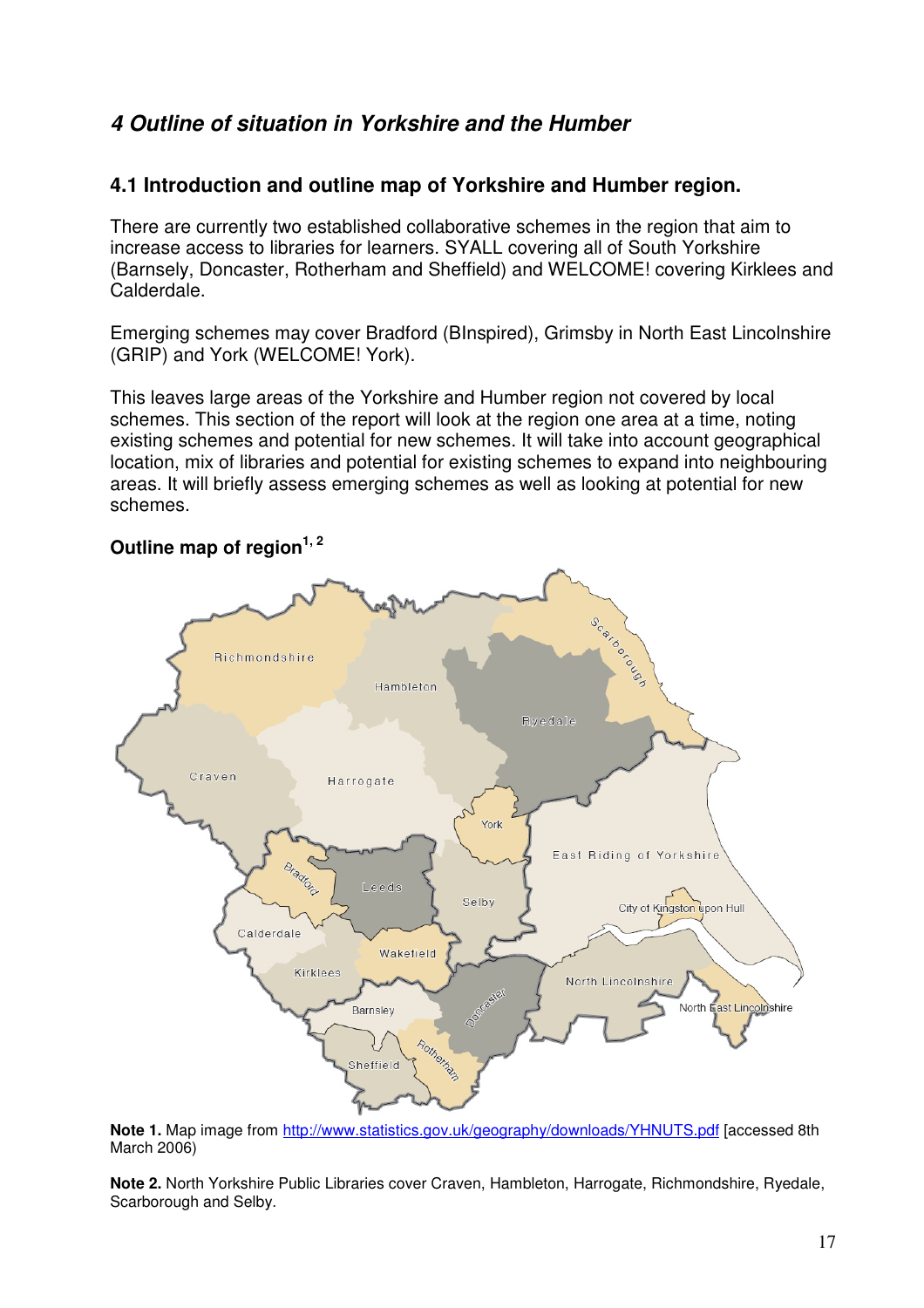# *4 Outline of situation in Yorkshire and the Humber*

## 4.1 Introduction and outline map of Yorkshire and Humber region.

There are currently two established collaborative schemes in the region that aim to increase access to libraries for learners. SYALL covering all of South Yorkshire (Barnsely, Doncaster, Rotherham and Sheffield) and WELCOME! covering Kirklees and Calderdale.

Emerging schemes may cover Bradford (BInspired), Grimsby in North East Lincolnshire (GRIP) and York (WELCOME! York).

This leaves large areas of the Yorkshire and Humber region not covered by local schemes. This section of the report will look at the region one area at a time, noting existing schemes and potential for new schemes. It will take into account geographical location, mix of libraries and potential for existing schemes to expand into neighbouring areas. It will briefly assess emerging schemes as well as looking at potential for new schemes.

**Outline map of region[1, 2]**

**Note 1.** Map image from http://www.statistics.gov.uk/geography/downloads/YHNUTS.pdf [accessed 8th March 2006)

**Note 2.** North Yorkshire Public Libraries cover Craven, Hambleton, Harrogate, Richmondshire, Ryedale, Scarborough and Selby.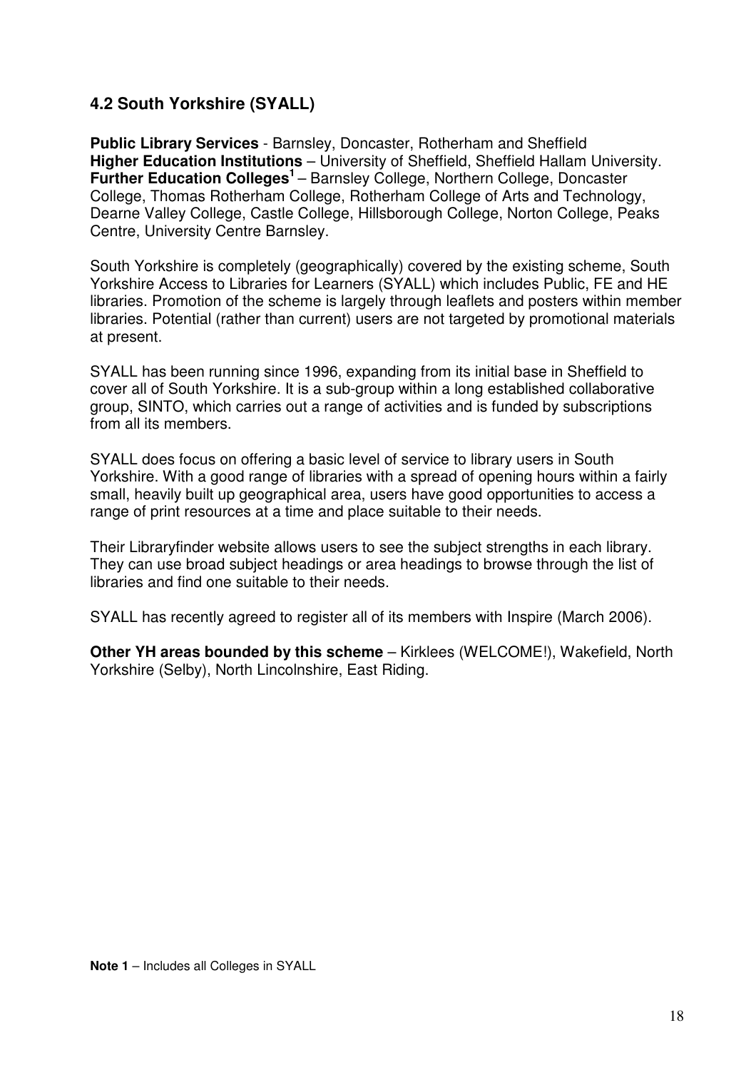## 4.2 South Yorkshire (SYALL)

**Public Library Services** - Barnsley, Doncaster, Rotherham and Sheffield
**Higher Education Institutions** – University of Sheffield, Sheffield Hallam University.
**Further Education Colleges**[1] – Barnsley College, Northern College, Doncaster College, Thomas Rotherham College, Rotherham College of Arts and Technology, Dearne Valley College, Castle College, Hillsborough College, Norton College, Peaks Centre, University Centre Barnsley.

South Yorkshire is completely (geographically) covered by the existing scheme, South Yorkshire Access to Libraries for Learners (SYALL) which includes Public, FE and HE libraries. Promotion of the scheme is largely through leaflets and posters within member libraries. Potential (rather than current) users are not targeted by promotional materials at present.

SYALL has been running since 1996, expanding from its initial base in Sheffield to cover all of South Yorkshire. It is a sub-group within a long established collaborative group, SINTO, which carries out a range of activities and is funded by subscriptions from all its members.

SYALL does focus on offering a basic level of service to library users in South Yorkshire. With a good range of libraries with a spread of opening hours within a fairly small, heavily built up geographical area, users have good opportunities to access a range of print resources at a time and place suitable to their needs.

Their Libraryfinder website allows users to see the subject strengths in each library. They can use broad subject headings or area headings to browse through the list of libraries and find one suitable to their needs.

SYALL has recently agreed to register all of its members with Inspire (March 2006).

**Other YH areas bounded by this scheme** – Kirklees (WELCOME!), Wakefield, North Yorkshire (Selby), North Lincolnshire, East Riding.

**Note 1** – Includes all Colleges in SYALL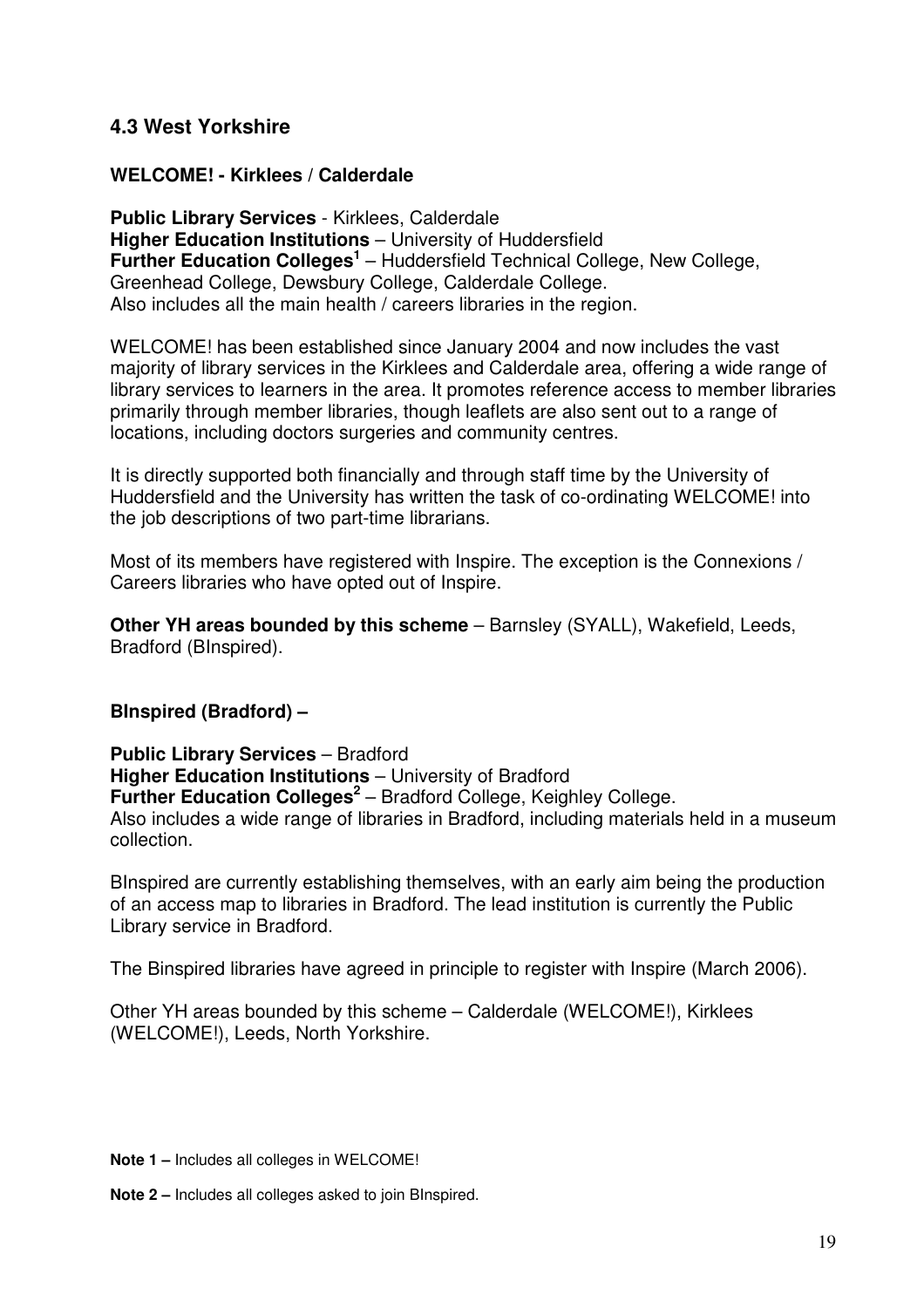## 4.3 West Yorkshire

### WELCOME! - Kirklees / Calderdale

**Public Library Services** - Kirklees, Calderdale
**Higher Education Institutions** – University of Huddersfield
**Further Education Colleges**[1] – Huddersfield Technical College, New College, Greenhead College, Dewsbury College, Calderdale College.
Also includes all the main health / careers libraries in the region.

WELCOME! has been established since January 2004 and now includes the vast majority of library services in the Kirklees and Calderdale area, offering a wide range of library services to learners in the area. It promotes reference access to member libraries primarily through member libraries, though leaflets are also sent out to a range of locations, including doctors surgeries and community centres.

It is directly supported both financially and through staff time by the University of Huddersfield and the University has written the task of co-ordinating WELCOME! into the job descriptions of two part-time librarians.

Most of its members have registered with Inspire. The exception is the Connexions / Careers libraries who have opted out of Inspire.

**Other YH areas bounded by this scheme** – Barnsley (SYALL), Wakefield, Leeds, Bradford (BInspired).

### BInspired (Bradford) –

**Public Library Services** – Bradford
**Higher Education Institutions** – University of Bradford
**Further Education Colleges**[2] – Bradford College, Keighley College.
Also includes a wide range of libraries in Bradford, including materials held in a museum collection.

BInspired are currently establishing themselves, with an early aim being the production of an access map to libraries in Bradford. The lead institution is currently the Public Library service in Bradford.

The Binspired libraries have agreed in principle to register with Inspire (March 2006).

Other YH areas bounded by this scheme – Calderdale (WELCOME!), Kirklees (WELCOME!), Leeds, North Yorkshire.

**Note 1 –** Includes all colleges in WELCOME!

**Note 2 –** Includes all colleges asked to join BInspired.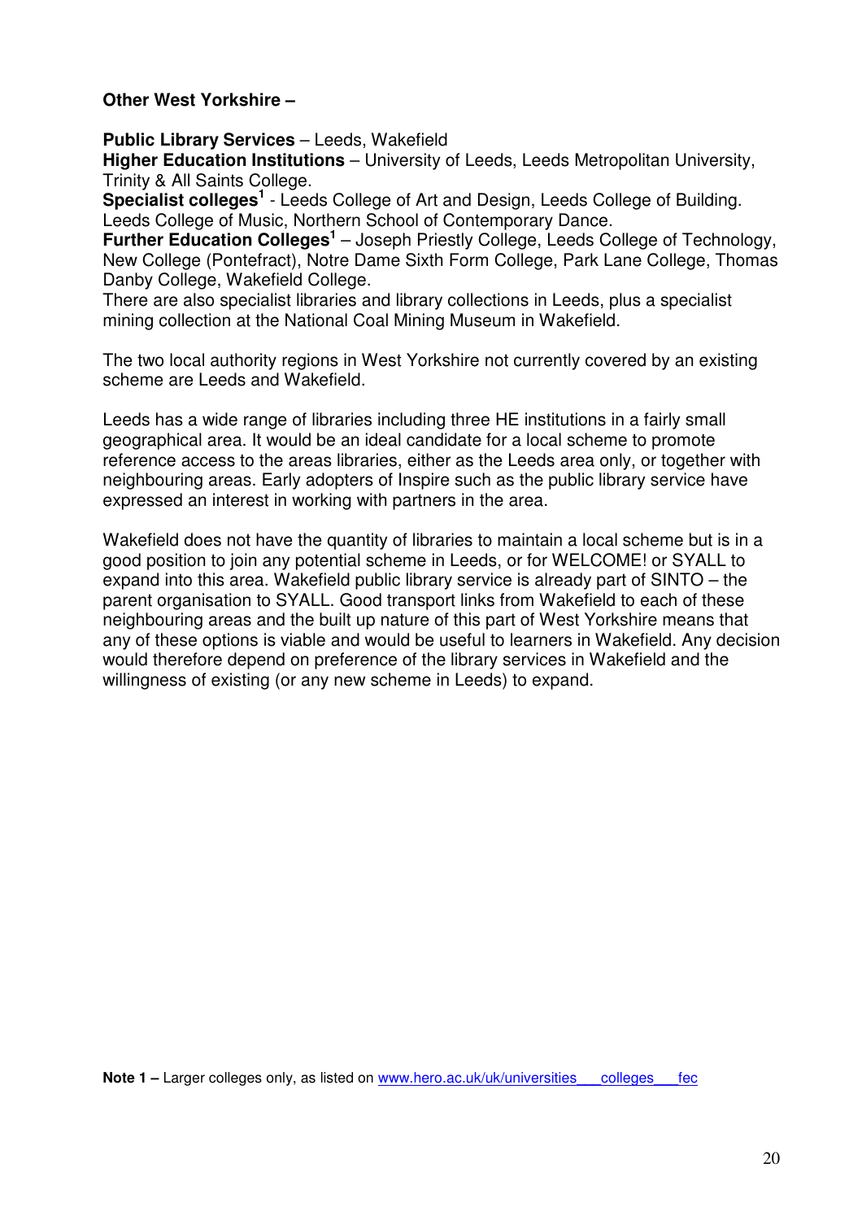**Other West Yorkshire –**

**Public Library Services** – Leeds, Wakefield
**Higher Education Institutions** – University of Leeds, Leeds Metropolitan University, Trinity & All Saints College.
**Specialist colleges**[1] - Leeds College of Art and Design, Leeds College of Building. Leeds College of Music, Northern School of Contemporary Dance.
**Further Education Colleges**[1] – Joseph Priestly College, Leeds College of Technology, New College (Pontefract), Notre Dame Sixth Form College, Park Lane College, Thomas Danby College, Wakefield College.
There are also specialist libraries and library collections in Leeds, plus a specialist mining collection at the National Coal Mining Museum in Wakefield.

The two local authority regions in West Yorkshire not currently covered by an existing scheme are Leeds and Wakefield.

Leeds has a wide range of libraries including three HE institutions in a fairly small geographical area. It would be an ideal candidate for a local scheme to promote reference access to the areas libraries, either as the Leeds area only, or together with neighbouring areas. Early adopters of Inspire such as the public library service have expressed an interest in working with partners in the area.

Wakefield does not have the quantity of libraries to maintain a local scheme but is in a good position to join any potential scheme in Leeds, or for WELCOME! or SYALL to expand into this area. Wakefield public library service is already part of SINTO – the parent organisation to SYALL. Good transport links from Wakefield to each of these neighbouring areas and the built up nature of this part of West Yorkshire means that any of these options is viable and would be useful to learners in Wakefield. Any decision would therefore depend on preference of the library services in Wakefield and the willingness of existing (or any new scheme in Leeds) to expand.

**Note 1 –** Larger colleges only, as listed on www.hero.ac.uk/uk/universities___colleges___fec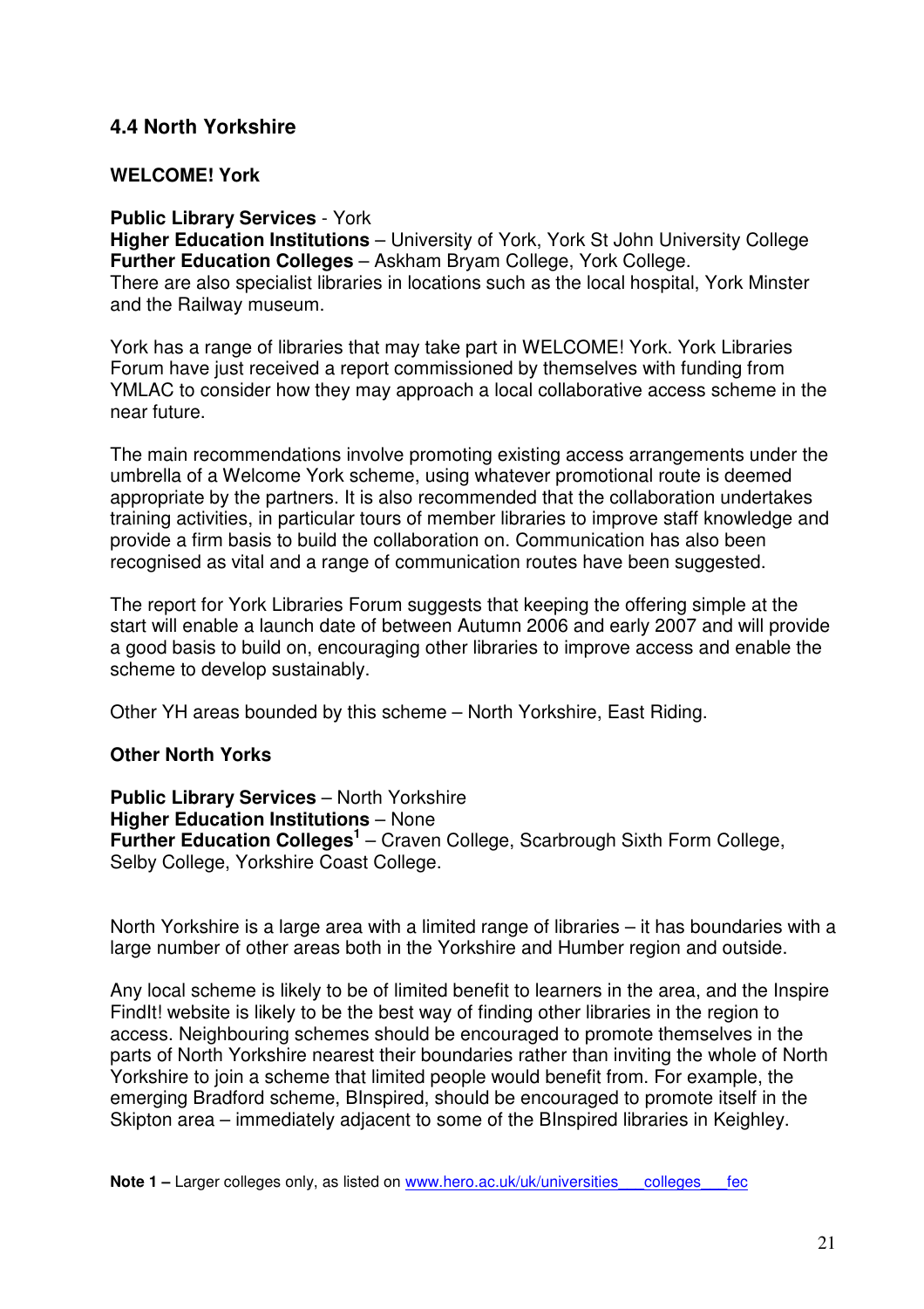## 4.4 North Yorkshire

### WELCOME! York

**Public Library Services** - York
**Higher Education Institutions** – University of York, York St John University College
**Further Education Colleges** – Askham Bryam College, York College.
There are also specialist libraries in locations such as the local hospital, York Minster and the Railway museum.

York has a range of libraries that may take part in WELCOME! York. York Libraries Forum have just received a report commissioned by themselves with funding from YMLAC to consider how they may approach a local collaborative access scheme in the near future.

The main recommendations involve promoting existing access arrangements under the umbrella of a Welcome York scheme, using whatever promotional route is deemed appropriate by the partners. It is also recommended that the collaboration undertakes training activities, in particular tours of member libraries to improve staff knowledge and provide a firm basis to build the collaboration on. Communication has also been recognised as vital and a range of communication routes have been suggested.

The report for York Libraries Forum suggests that keeping the offering simple at the start will enable a launch date of between Autumn 2006 and early 2007 and will provide a good basis to build on, encouraging other libraries to improve access and enable the scheme to develop sustainably.

Other YH areas bounded by this scheme – North Yorkshire, East Riding.

### Other North Yorks

**Public Library Services** – North Yorkshire
**Higher Education Institutions** – None
**Further Education Colleges**[1] – Craven College, Scarbrough Sixth Form College, Selby College, Yorkshire Coast College.

North Yorkshire is a large area with a limited range of libraries – it has boundaries with a large number of other areas both in the Yorkshire and Humber region and outside.

Any local scheme is likely to be of limited benefit to learners in the area, and the Inspire FindIt! website is likely to be the best way of finding other libraries in the region to access. Neighbouring schemes should be encouraged to promote themselves in the parts of North Yorkshire nearest their boundaries rather than inviting the whole of North Yorkshire to join a scheme that limited people would benefit from. For example, the emerging Bradford scheme, BInspired, should be encouraged to promote itself in the Skipton area – immediately adjacent to some of the BInspired libraries in Keighley.

**Note 1 –** Larger colleges only, as listed on www.hero.ac.uk/uk/universities___colleges___fec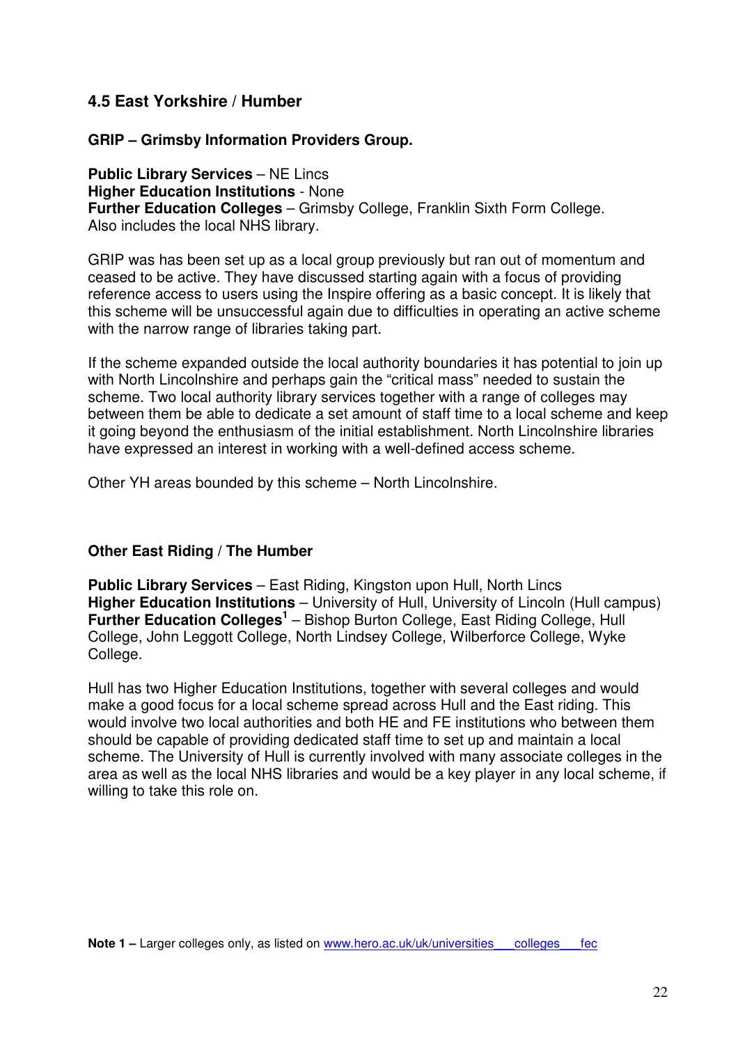## 4.5 East Yorkshire / Humber

### GRIP – Grimsby Information Providers Group.

**Public Library Services** – NE Lincs
**Higher Education Institutions** - None
**Further Education Colleges** – Grimsby College, Franklin Sixth Form College.
Also includes the local NHS library.

GRIP was has been set up as a local group previously but ran out of momentum and ceased to be active. They have discussed starting again with a focus of providing reference access to users using the Inspire offering as a basic concept. It is likely that this scheme will be unsuccessful again due to difficulties in operating an active scheme with the narrow range of libraries taking part.

If the scheme expanded outside the local authority boundaries it has potential to join up with North Lincolnshire and perhaps gain the "critical mass" needed to sustain the scheme. Two local authority library services together with a range of colleges may between them be able to dedicate a set amount of staff time to a local scheme and keep it going beyond the enthusiasm of the initial establishment. North Lincolnshire libraries have expressed an interest in working with a well-defined access scheme.

Other YH areas bounded by this scheme – North Lincolnshire.

### Other East Riding / The Humber

**Public Library Services** – East Riding, Kingston upon Hull, North Lincs
**Higher Education Institutions** – University of Hull, University of Lincoln (Hull campus)
**Further Education Colleges**[1] – Bishop Burton College, East Riding College, Hull College, John Leggott College, North Lindsey College, Wilberforce College, Wyke College.

Hull has two Higher Education Institutions, together with several colleges and would make a good focus for a local scheme spread across Hull and the East riding. This would involve two local authorities and both HE and FE institutions who between them should be capable of providing dedicated staff time to set up and maintain a local scheme. The University of Hull is currently involved with many associate colleges in the area as well as the local NHS libraries and would be a key player in any local scheme, if willing to take this role on.

**Note 1 –** Larger colleges only, as listed on www.hero.ac.uk/uk/universities___colleges___fec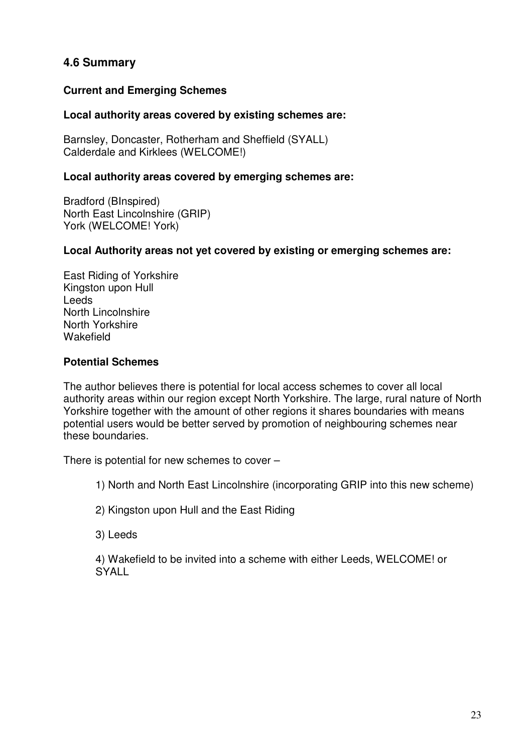## 4.6 Summary

### Current and Emerging Schemes

**Local authority areas covered by existing schemes are:**

Barnsley, Doncaster, Rotherham and Sheffield (SYALL)
Calderdale and Kirklees (WELCOME!)

**Local authority areas covered by emerging schemes are:**

Bradford (BInspired)
North East Lincolnshire (GRIP)
York (WELCOME! York)

**Local Authority areas not yet covered by existing or emerging schemes are:**

East Riding of Yorkshire
Kingston upon Hull
Leeds
North Lincolnshire
North Yorkshire
Wakefield

### Potential Schemes

The author believes there is potential for local access schemes to cover all local authority areas within our region except North Yorkshire. The large, rural nature of North Yorkshire together with the amount of other regions it shares boundaries with means potential users would be better served by promotion of neighbouring schemes near these boundaries.

There is potential for new schemes to cover –

1) North and North East Lincolnshire (incorporating GRIP into this new scheme)

2) Kingston upon Hull and the East Riding

3) Leeds

4) Wakefield to be invited into a scheme with either Leeds, WELCOME! or SYALL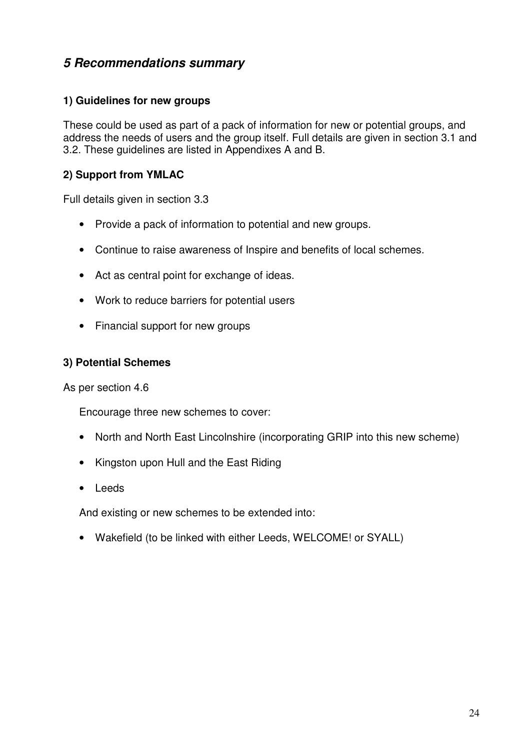## *5 Recommendations summary*

### 1) Guidelines for new groups

These could be used as part of a pack of information for new or potential groups, and address the needs of users and the group itself. Full details are given in section 3.1 and 3.2. These guidelines are listed in Appendixes A and B.

### 2) Support from YMLAC

Full details given in section 3.3

- Provide a pack of information to potential and new groups.
- Continue to raise awareness of Inspire and benefits of local schemes.
- Act as central point for exchange of ideas.
- Work to reduce barriers for potential users
- Financial support for new groups

### 3) Potential Schemes

As per section 4.6

Encourage three new schemes to cover:

- North and North East Lincolnshire (incorporating GRIP into this new scheme)
- Kingston upon Hull and the East Riding
- Leeds

And existing or new schemes to be extended into:

- Wakefield (to be linked with either Leeds, WELCOME! or SYALL)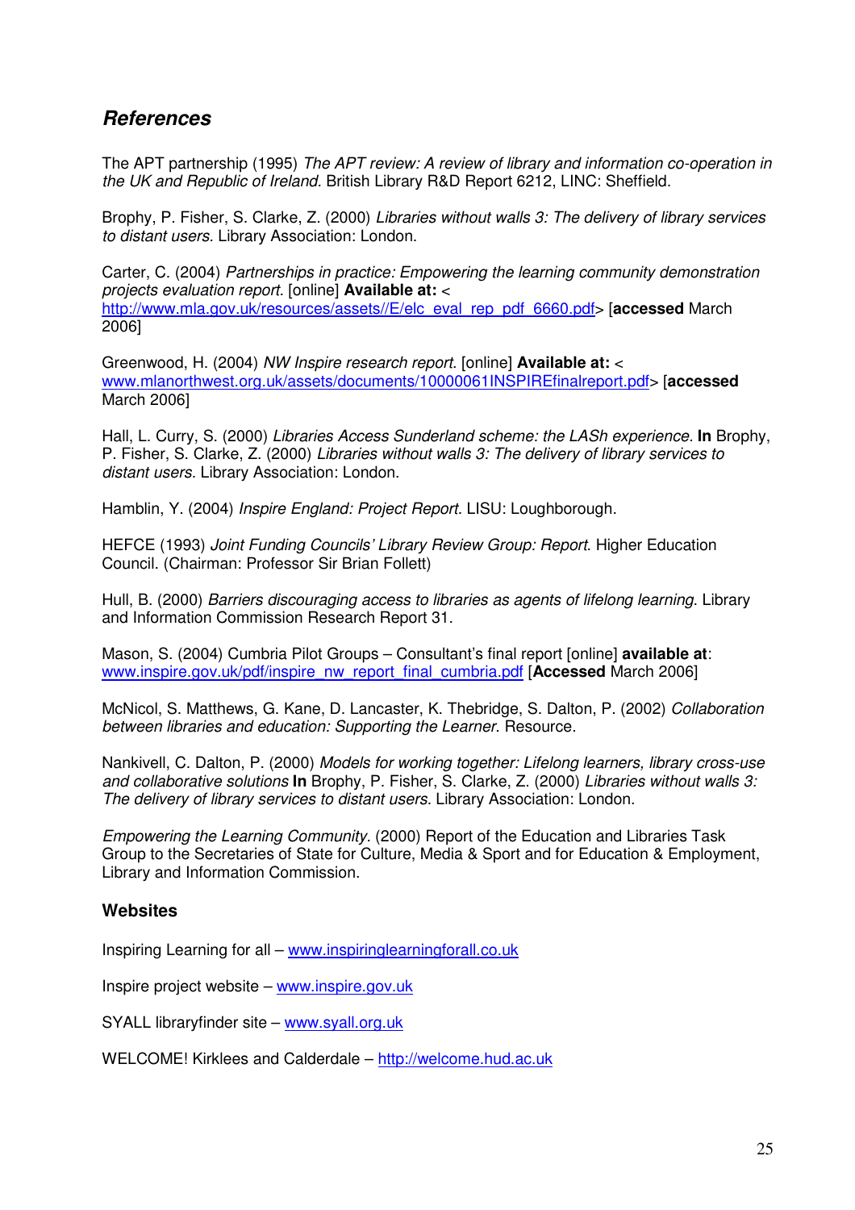## *References*

The APT partnership (1995) *The APT review: A review of library and information co-operation in the UK and Republic of Ireland.* British Library R&D Report 6212, LINC: Sheffield.

Brophy, P. Fisher, S. Clarke, Z. (2000) *Libraries without walls 3: The delivery of library services to distant users.* Library Association: London.

Carter, C. (2004) *Partnerships in practice: Empowering the learning community demonstration projects evaluation report.* [online] **Available at:** < http://www.mla.gov.uk/resources/assets//E/elc_eval_rep_pdf_6660.pdf> [**accessed** March 2006]

Greenwood, H. (2004) *NW Inspire research report.* [online] **Available at:** < www.mlanorthwest.org.uk/assets/documents/10000061INSPIREfinalreport.pdf> [**accessed** March 2006]

Hall, L. Curry, S. (2000) *Libraries Access Sunderland scheme: the LASh experience.* **In** Brophy, P. Fisher, S. Clarke, Z. (2000) *Libraries without walls 3: The delivery of library services to distant users.* Library Association: London.

Hamblin, Y. (2004) *Inspire England: Project Report.* LISU: Loughborough.

HEFCE (1993) *Joint Funding Councils' Library Review Group: Report.* Higher Education Council. (Chairman: Professor Sir Brian Follett)

Hull, B. (2000) *Barriers discouraging access to libraries as agents of lifelong learning.* Library and Information Commission Research Report 31.

Mason, S. (2004) Cumbria Pilot Groups – Consultant's final report [online] **available at**: www.inspire.gov.uk/pdf/inspire_nw_report_final_cumbria.pdf [**Accessed** March 2006]

McNicol, S. Matthews, G. Kane, D. Lancaster, K. Thebridge, S. Dalton, P. (2002) *Collaboration between libraries and education: Supporting the Learner.* Resource.

Nankivell, C. Dalton, P. (2000) *Models for working together: Lifelong learners, library cross-use and collaborative solutions* **In** Brophy, P. Fisher, S. Clarke, Z. (2000) *Libraries without walls 3: The delivery of library services to distant users.* Library Association: London.

*Empowering the Learning Community.* (2000) Report of the Education and Libraries Task Group to the Secretaries of State for Culture, Media & Sport and for Education & Employment, Library and Information Commission.

### Websites

Inspiring Learning for all – www.inspiringlearningforall.co.uk

Inspire project website – www.inspire.gov.uk

SYALL libraryfinder site – www.syall.org.uk

WELCOME! Kirklees and Calderdale – http://welcome.hud.ac.uk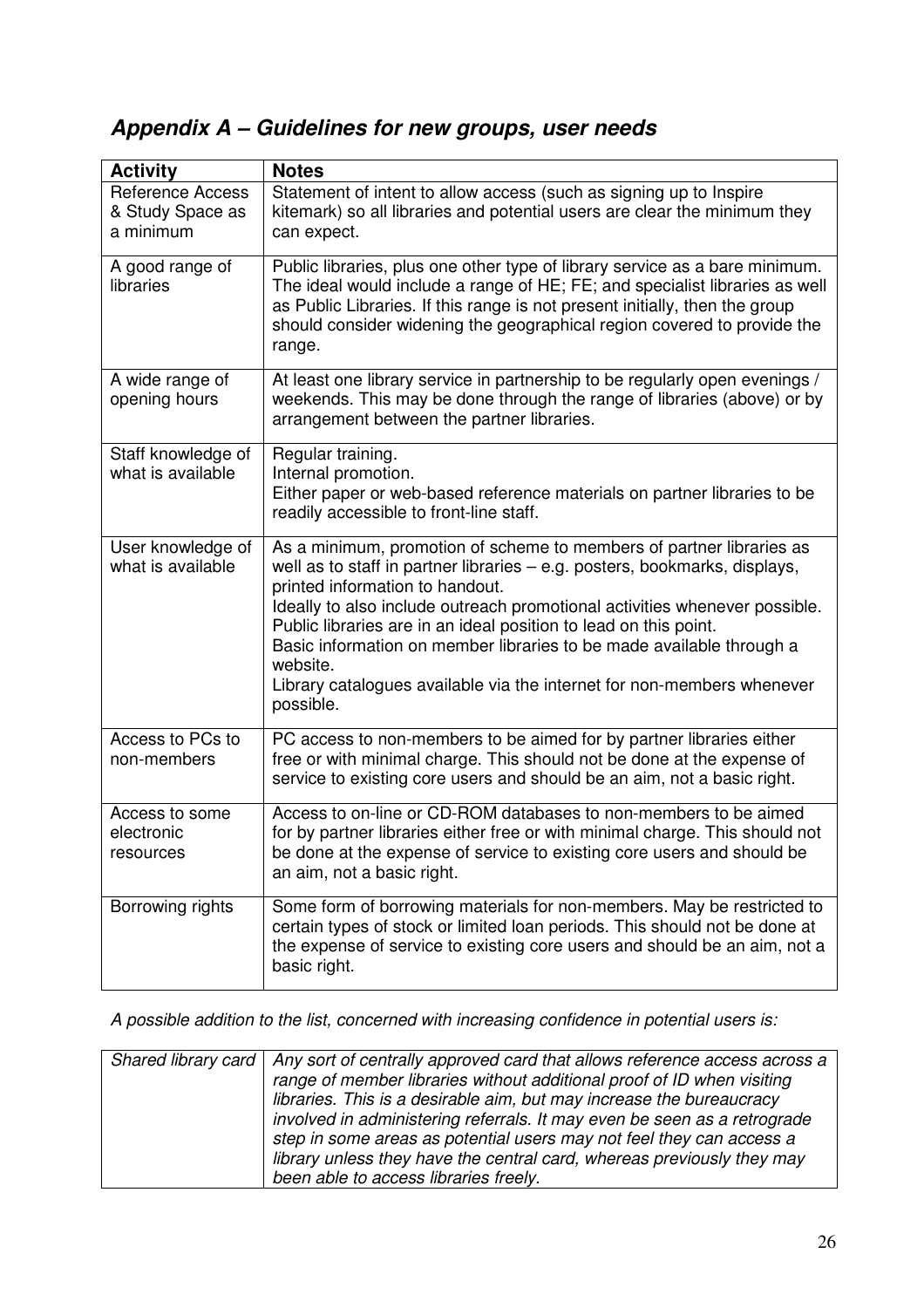## *Appendix A – Guidelines for new groups, user needs*

| Activity | Notes |
|---|---|
| Reference Access & Study Space as a minimum | Statement of intent to allow access (such as signing up to Inspire kitemark) so all libraries and potential users are clear the minimum they can expect. |
| A good range of libraries | Public libraries, plus one other type of library service as a bare minimum. The ideal would include a range of HE; FE; and specialist libraries as well as Public Libraries. If this range is not present initially, then the group should consider widening the geographical region covered to provide the range. |
| A wide range of opening hours | At least one library service in partnership to be regularly open evenings / weekends. This may be done through the range of libraries (above) or by arrangement between the partner libraries. |
| Staff knowledge of what is available | Regular training.<br>Internal promotion.<br>Either paper or web-based reference materials on partner libraries to be readily accessible to front-line staff. |
| User knowledge of what is available | As a minimum, promotion of scheme to members of partner libraries as well as to staff in partner libraries – e.g. posters, bookmarks, displays, printed information to handout.<br>Ideally to also include outreach promotional activities whenever possible. Public libraries are in an ideal position to lead on this point.<br>Basic information on member libraries to be made available through a website.<br>Library catalogues available via the internet for non-members whenever possible. |
| Access to PCs to non-members | PC access to non-members to be aimed for by partner libraries either free or with minimal charge. This should not be done at the expense of service to existing core users and should be an aim, not a basic right. |
| Access to some electronic resources | Access to on-line or CD-ROM databases to non-members to be aimed for by partner libraries either free or with minimal charge. This should not be done at the expense of service to existing core users and should be an aim, not a basic right. |
| Borrowing rights | Some form of borrowing materials for non-members. May be restricted to certain types of stock or limited loan periods. This should not be done at the expense of service to existing core users and should be an aim, not a basic right. |

*A possible addition to the list, concerned with increasing confidence in potential users is:*

| | |
|---|---|
| *Shared library card* | *Any sort of centrally approved card that allows reference access across a range of member libraries without additional proof of ID when visiting libraries. This is a desirable aim, but may increase the bureaucracy involved in administering referrals. It may even be seen as a retrograde step in some areas as potential users may not feel they can access a library unless they have the central card, whereas previously they may been able to access libraries freely.* |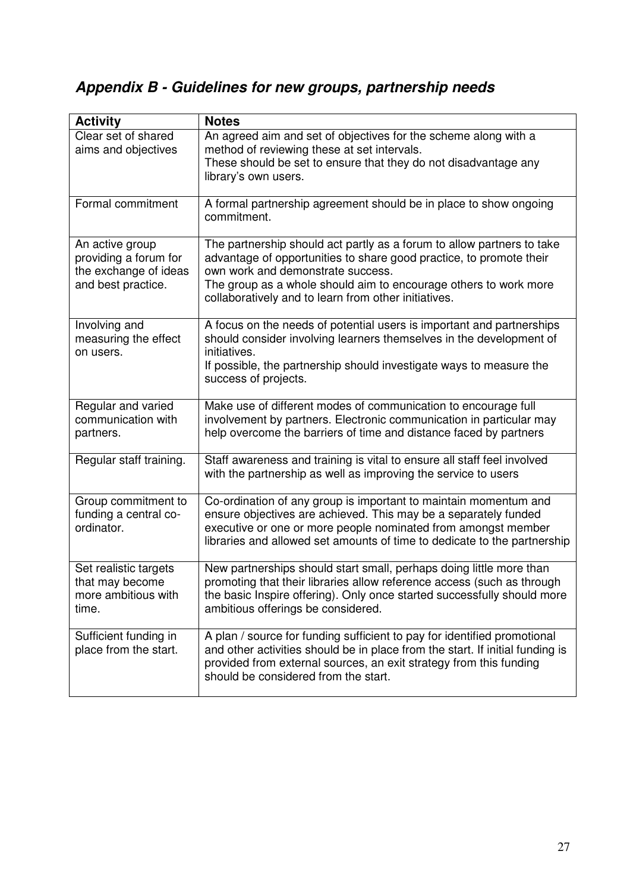## ***Appendix B - Guidelines for new groups, partnership needs***

| Activity | Notes |
|---|---|
| Clear set of shared aims and objectives | An agreed aim and set of objectives for the scheme along with a method of reviewing these at set intervals.<br>These should be set to ensure that they do not disadvantage any library's own users. |
| Formal commitment | A formal partnership agreement should be in place to show ongoing commitment. |
| An active group providing a forum for the exchange of ideas and best practice. | The partnership should act partly as a forum to allow partners to take advantage of opportunities to share good practice, to promote their own work and demonstrate success.<br>The group as a whole should aim to encourage others to work more collaboratively and to learn from other initiatives. |
| Involving and measuring the effect on users. | A focus on the needs of potential users is important and partnerships should consider involving learners themselves in the development of initiatives.<br>If possible, the partnership should investigate ways to measure the success of projects. |
| Regular and varied communication with partners. | Make use of different modes of communication to encourage full involvement by partners. Electronic communication in particular may help overcome the barriers of time and distance faced by partners |
| Regular staff training. | Staff awareness and training is vital to ensure all staff feel involved with the partnership as well as improving the service to users |
| Group commitment to funding a central co-ordinator. | Co-ordination of any group is important to maintain momentum and ensure objectives are achieved. This may be a separately funded executive or one or more people nominated from amongst member libraries and allowed set amounts of time to dedicate to the partnership |
| Set realistic targets that may become more ambitious with time. | New partnerships should start small, perhaps doing little more than promoting that their libraries allow reference access (such as through the basic Inspire offering). Only once started successfully should more ambitious offerings be considered. |
| Sufficient funding in place from the start. | A plan / source for funding sufficient to pay for identified promotional and other activities should be in place from the start. If initial funding is provided from external sources, an exit strategy from this funding should be considered from the start. |